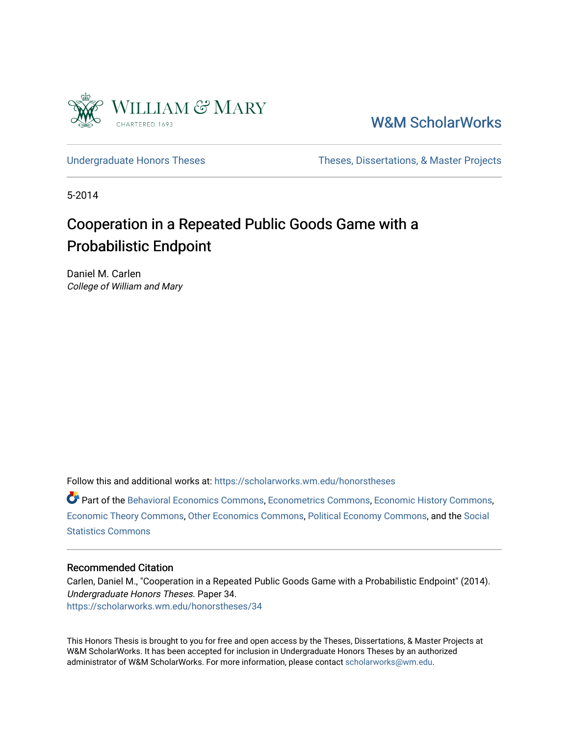William & Mary
CHARTERED 1693

W&M ScholarWorks

Undergraduate Honors Theses | Theses, Dissertations, & Master Projects

5-2014

# Cooperation in a Repeated Public Goods Game with a Probabilistic Endpoint

Daniel M. Carlen
*College of William and Mary*

Follow this and additional works at: https://scholarworks.wm.edu/honorstheses

Part of the Behavioral Economics Commons, Econometrics Commons, Economic History Commons, Economic Theory Commons, Other Economics Commons, Political Economy Commons, and the Social Statistics Commons

## Recommended Citation

Carlen, Daniel M., "Cooperation in a Repeated Public Goods Game with a Probabilistic Endpoint" (2014). *Undergraduate Honors Theses.* Paper 34.
https://scholarworks.wm.edu/honorstheses/34

This Honors Thesis is brought to you for free and open access by the Theses, Dissertations, & Master Projects at W&M ScholarWorks. It has been accepted for inclusion in Undergraduate Honors Theses by an authorized administrator of W&M ScholarWorks. For more information, please contact scholarworks@wm.edu.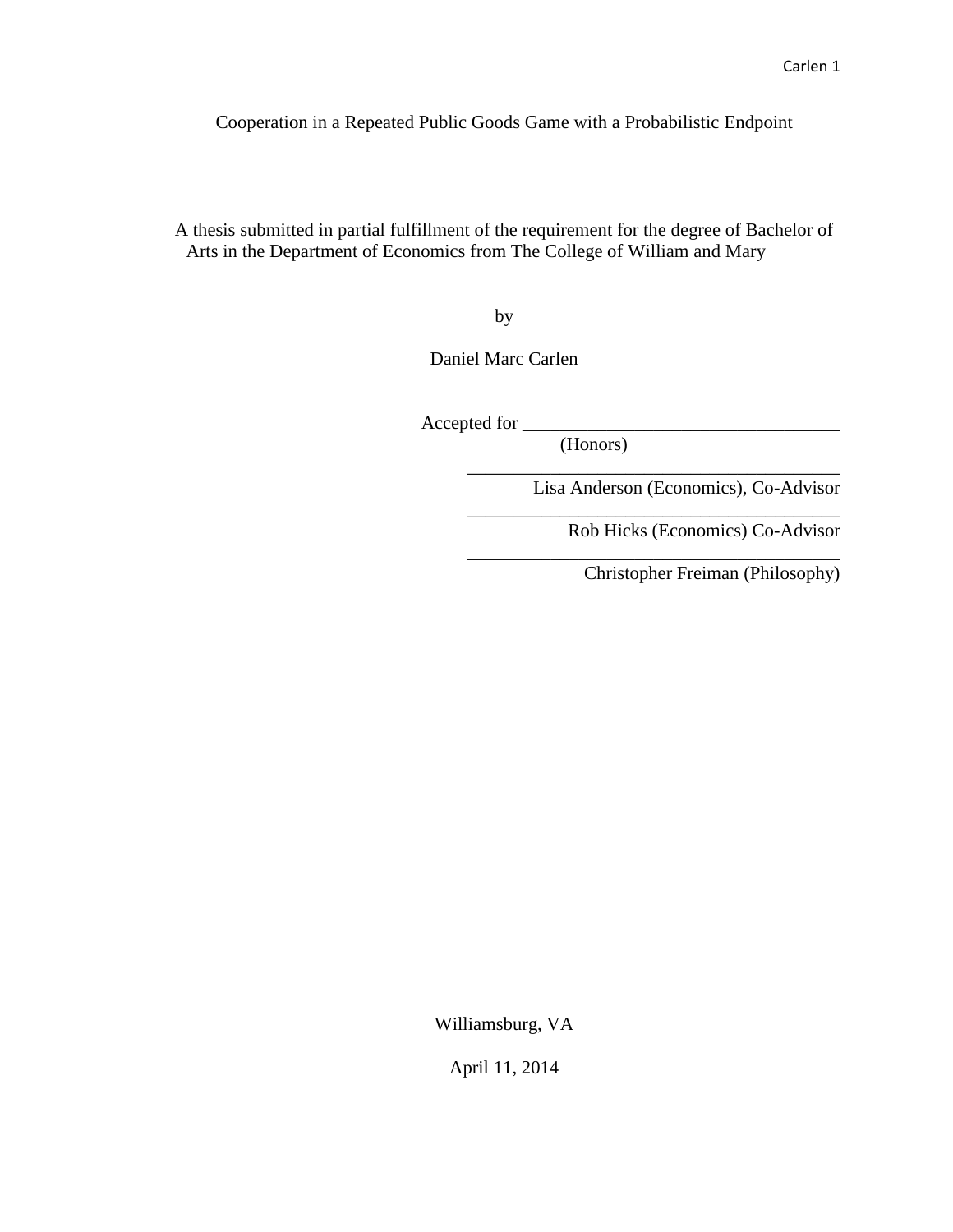# Cooperation in a Repeated Public Goods Game with a Probabilistic Endpoint

A thesis submitted in partial fulfillment of the requirement for the degree of Bachelor of Arts in the Department of Economics from The College of William and Mary

by

Daniel Marc Carlen

Accepted for ___________________________________
(Honors)

________________________________________
Lisa Anderson (Economics), Co-Advisor

________________________________________
Rob Hicks (Economics) Co-Advisor

________________________________________
Christopher Freiman (Philosophy)

Williamsburg, VA

April 11, 2014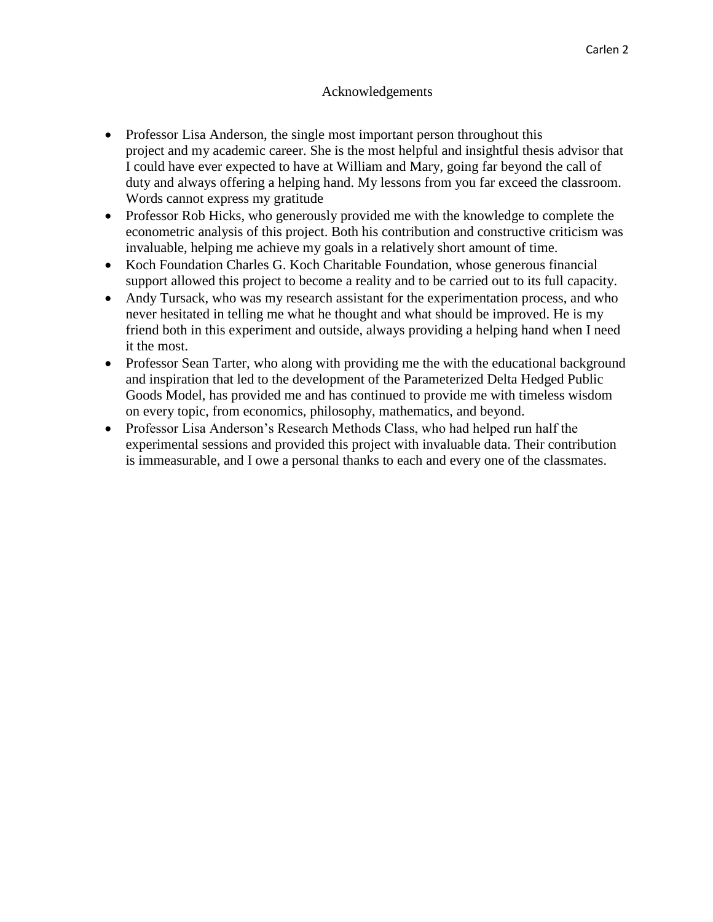# Acknowledgements

- Professor Lisa Anderson, the single most important person throughout this project and my academic career. She is the most helpful and insightful thesis advisor that I could have ever expected to have at William and Mary, going far beyond the call of duty and always offering a helping hand. My lessons from you far exceed the classroom. Words cannot express my gratitude
- Professor Rob Hicks, who generously provided me with the knowledge to complete the econometric analysis of this project. Both his contribution and constructive criticism was invaluable, helping me achieve my goals in a relatively short amount of time.
- Koch Foundation Charles G. Koch Charitable Foundation, whose generous financial support allowed this project to become a reality and to be carried out to its full capacity.
- Andy Tursack, who was my research assistant for the experimentation process, and who never hesitated in telling me what he thought and what should be improved. He is my friend both in this experiment and outside, always providing a helping hand when I need it the most.
- Professor Sean Tarter, who along with providing me the with the educational background and inspiration that led to the development of the Parameterized Delta Hedged Public Goods Model, has provided me and has continued to provide me with timeless wisdom on every topic, from economics, philosophy, mathematics, and beyond.
- Professor Lisa Anderson's Research Methods Class, who had helped run half the experimental sessions and provided this project with invaluable data. Their contribution is immeasurable, and I owe a personal thanks to each and every one of the classmates.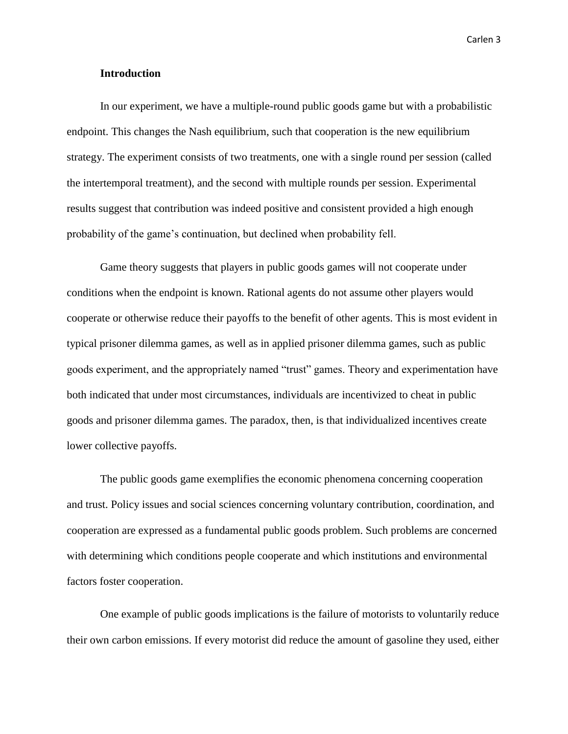## Introduction

In our experiment, we have a multiple-round public goods game but with a probabilistic endpoint. This changes the Nash equilibrium, such that cooperation is the new equilibrium strategy. The experiment consists of two treatments, one with a single round per session (called the intertemporal treatment), and the second with multiple rounds per session. Experimental results suggest that contribution was indeed positive and consistent provided a high enough probability of the game's continuation, but declined when probability fell.

Game theory suggests that players in public goods games will not cooperate under conditions when the endpoint is known. Rational agents do not assume other players would cooperate or otherwise reduce their payoffs to the benefit of other agents. This is most evident in typical prisoner dilemma games, as well as in applied prisoner dilemma games, such as public goods experiment, and the appropriately named "trust" games. Theory and experimentation have both indicated that under most circumstances, individuals are incentivized to cheat in public goods and prisoner dilemma games. The paradox, then, is that individualized incentives create lower collective payoffs.

The public goods game exemplifies the economic phenomena concerning cooperation and trust. Policy issues and social sciences concerning voluntary contribution, coordination, and cooperation are expressed as a fundamental public goods problem. Such problems are concerned with determining which conditions people cooperate and which institutions and environmental factors foster cooperation.

One example of public goods implications is the failure of motorists to voluntarily reduce their own carbon emissions. If every motorist did reduce the amount of gasoline they used, either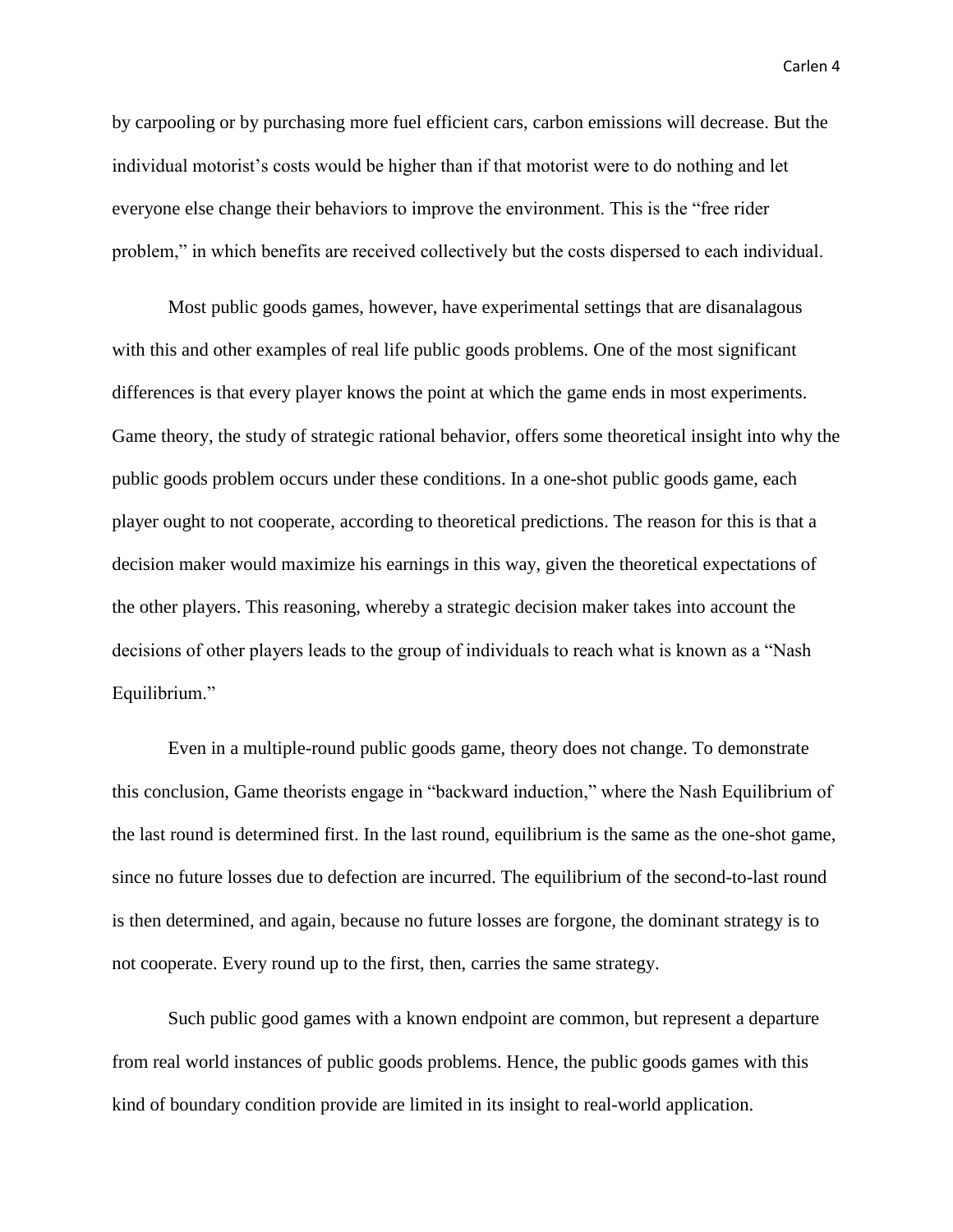by carpooling or by purchasing more fuel efficient cars, carbon emissions will decrease. But the individual motorist's costs would be higher than if that motorist were to do nothing and let everyone else change their behaviors to improve the environment. This is the "free rider problem," in which benefits are received collectively but the costs dispersed to each individual.

Most public goods games, however, have experimental settings that are disanalagous with this and other examples of real life public goods problems. One of the most significant differences is that every player knows the point at which the game ends in most experiments. Game theory, the study of strategic rational behavior, offers some theoretical insight into why the public goods problem occurs under these conditions. In a one-shot public goods game, each player ought to not cooperate, according to theoretical predictions. The reason for this is that a decision maker would maximize his earnings in this way, given the theoretical expectations of the other players. This reasoning, whereby a strategic decision maker takes into account the decisions of other players leads to the group of individuals to reach what is known as a "Nash Equilibrium."

Even in a multiple-round public goods game, theory does not change. To demonstrate this conclusion, Game theorists engage in "backward induction," where the Nash Equilibrium of the last round is determined first. In the last round, equilibrium is the same as the one-shot game, since no future losses due to defection are incurred. The equilibrium of the second-to-last round is then determined, and again, because no future losses are forgone, the dominant strategy is to not cooperate. Every round up to the first, then, carries the same strategy.

Such public good games with a known endpoint are common, but represent a departure from real world instances of public goods problems. Hence, the public goods games with this kind of boundary condition provide are limited in its insight to real-world application.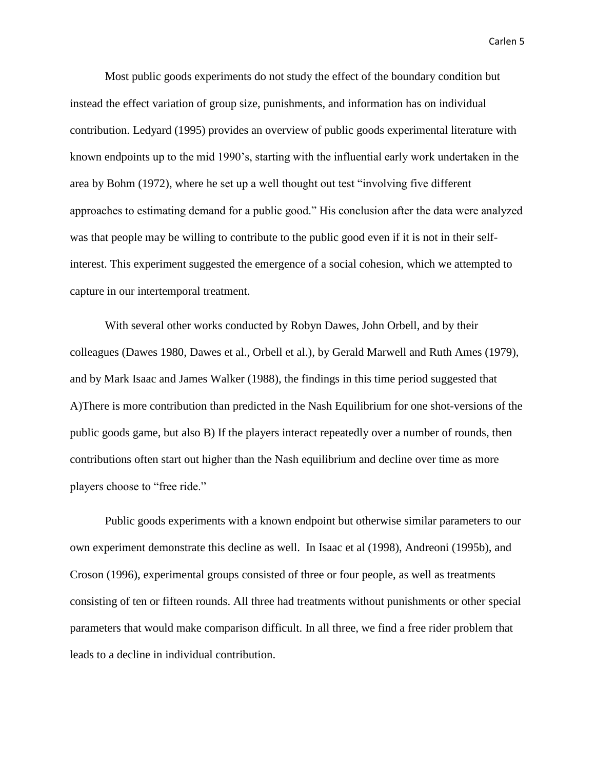Most public goods experiments do not study the effect of the boundary condition but instead the effect variation of group size, punishments, and information has on individual contribution. Ledyard (1995) provides an overview of public goods experimental literature with known endpoints up to the mid 1990's, starting with the influential early work undertaken in the area by Bohm (1972), where he set up a well thought out test "involving five different approaches to estimating demand for a public good." His conclusion after the data were analyzed was that people may be willing to contribute to the public good even if it is not in their self-interest. This experiment suggested the emergence of a social cohesion, which we attempted to capture in our intertemporal treatment.

With several other works conducted by Robyn Dawes, John Orbell, and by their colleagues (Dawes 1980, Dawes et al., Orbell et al.), by Gerald Marwell and Ruth Ames (1979), and by Mark Isaac and James Walker (1988), the findings in this time period suggested that A)There is more contribution than predicted in the Nash Equilibrium for one shot-versions of the public goods game, but also B) If the players interact repeatedly over a number of rounds, then contributions often start out higher than the Nash equilibrium and decline over time as more players choose to "free ride."

Public goods experiments with a known endpoint but otherwise similar parameters to our own experiment demonstrate this decline as well. In Isaac et al (1998), Andreoni (1995b), and Croson (1996), experimental groups consisted of three or four people, as well as treatments consisting of ten or fifteen rounds. All three had treatments without punishments or other special parameters that would make comparison difficult. In all three, we find a free rider problem that leads to a decline in individual contribution.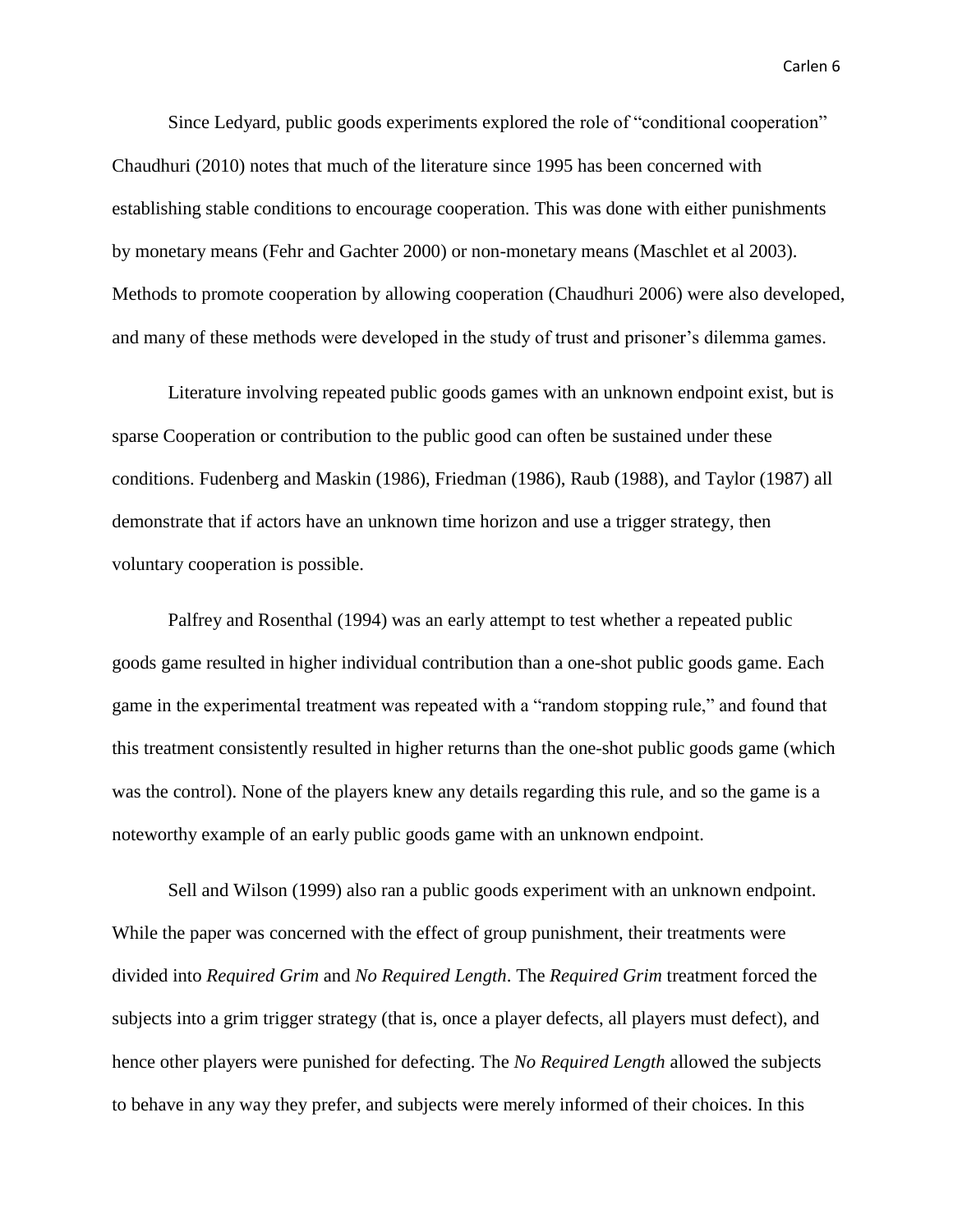Since Ledyard, public goods experiments explored the role of "conditional cooperation" Chaudhuri (2010) notes that much of the literature since 1995 has been concerned with establishing stable conditions to encourage cooperation. This was done with either punishments by monetary means (Fehr and Gachter 2000) or non-monetary means (Maschlet et al 2003). Methods to promote cooperation by allowing cooperation (Chaudhuri 2006) were also developed, and many of these methods were developed in the study of trust and prisoner's dilemma games.

Literature involving repeated public goods games with an unknown endpoint exist, but is sparse Cooperation or contribution to the public good can often be sustained under these conditions. Fudenberg and Maskin (1986), Friedman (1986), Raub (1988), and Taylor (1987) all demonstrate that if actors have an unknown time horizon and use a trigger strategy, then voluntary cooperation is possible.

Palfrey and Rosenthal (1994) was an early attempt to test whether a repeated public goods game resulted in higher individual contribution than a one-shot public goods game. Each game in the experimental treatment was repeated with a "random stopping rule," and found that this treatment consistently resulted in higher returns than the one-shot public goods game (which was the control). None of the players knew any details regarding this rule, and so the game is a noteworthy example of an early public goods game with an unknown endpoint.

Sell and Wilson (1999) also ran a public goods experiment with an unknown endpoint. While the paper was concerned with the effect of group punishment, their treatments were divided into *Required Grim* and *No Required Length*. The *Required Grim* treatment forced the subjects into a grim trigger strategy (that is, once a player defects, all players must defect), and hence other players were punished for defecting. The *No Required Length* allowed the subjects to behave in any way they prefer, and subjects were merely informed of their choices. In this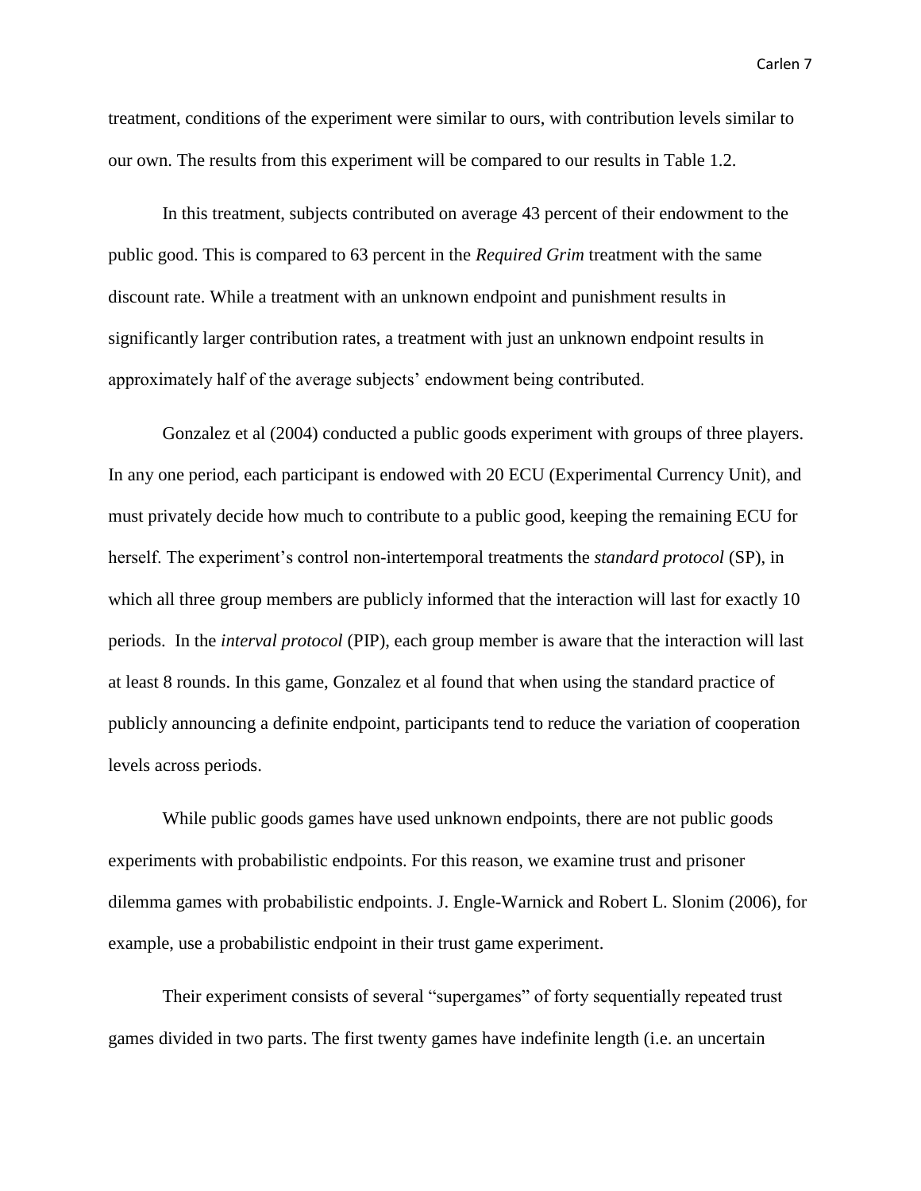treatment, conditions of the experiment were similar to ours, with contribution levels similar to our own. The results from this experiment will be compared to our results in Table 1.2.

In this treatment, subjects contributed on average 43 percent of their endowment to the public good. This is compared to 63 percent in the *Required Grim* treatment with the same discount rate. While a treatment with an unknown endpoint and punishment results in significantly larger contribution rates, a treatment with just an unknown endpoint results in approximately half of the average subjects' endowment being contributed.

Gonzalez et al (2004) conducted a public goods experiment with groups of three players. In any one period, each participant is endowed with 20 ECU (Experimental Currency Unit), and must privately decide how much to contribute to a public good, keeping the remaining ECU for herself. The experiment's control non-intertemporal treatments the *standard protocol* (SP), in which all three group members are publicly informed that the interaction will last for exactly 10 periods. In the *interval protocol* (PIP), each group member is aware that the interaction will last at least 8 rounds. In this game, Gonzalez et al found that when using the standard practice of publicly announcing a definite endpoint, participants tend to reduce the variation of cooperation levels across periods.

While public goods games have used unknown endpoints, there are not public goods experiments with probabilistic endpoints. For this reason, we examine trust and prisoner dilemma games with probabilistic endpoints. J. Engle-Warnick and Robert L. Slonim (2006), for example, use a probabilistic endpoint in their trust game experiment.

Their experiment consists of several "supergames" of forty sequentially repeated trust games divided in two parts. The first twenty games have indefinite length (i.e. an uncertain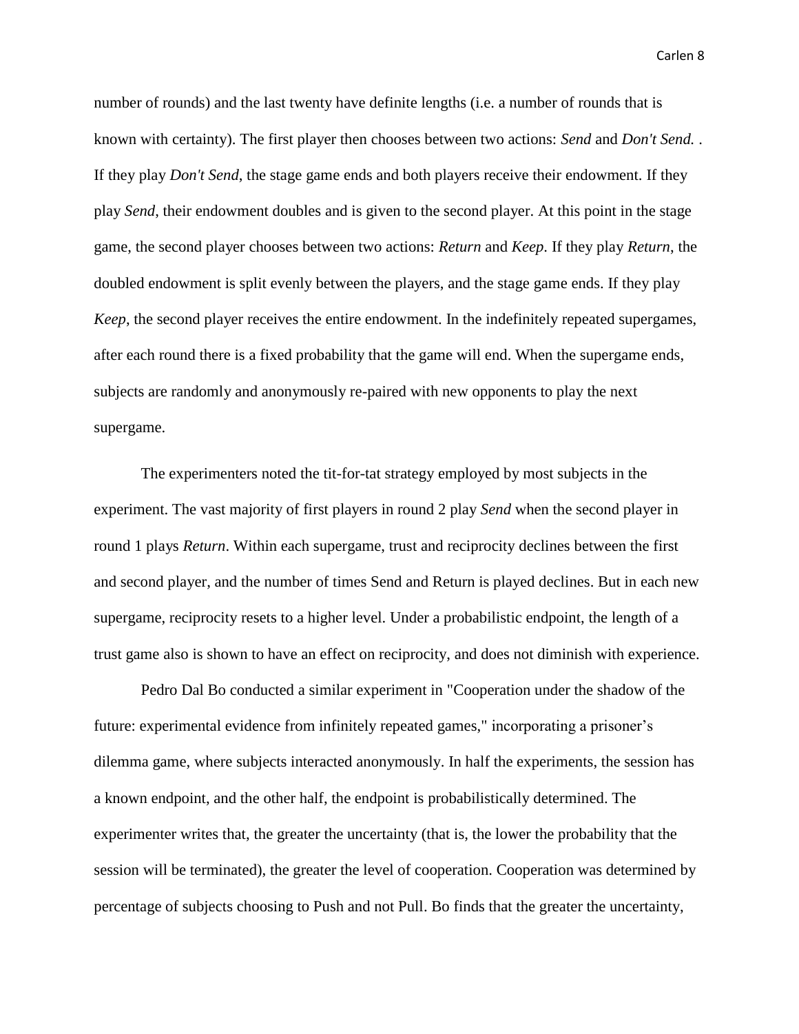number of rounds) and the last twenty have definite lengths (i.e. a number of rounds that is known with certainty). The first player then chooses between two actions: *Send* and *Don't Send.* . If they play *Don't Send*, the stage game ends and both players receive their endowment. If they play *Send*, their endowment doubles and is given to the second player. At this point in the stage game, the second player chooses between two actions: *Return* and *Keep*. If they play *Return*, the doubled endowment is split evenly between the players, and the stage game ends. If they play *Keep*, the second player receives the entire endowment. In the indefinitely repeated supergames, after each round there is a fixed probability that the game will end. When the supergame ends, subjects are randomly and anonymously re-paired with new opponents to play the next supergame.

The experimenters noted the tit-for-tat strategy employed by most subjects in the experiment. The vast majority of first players in round 2 play *Send* when the second player in round 1 plays *Return*. Within each supergame, trust and reciprocity declines between the first and second player, and the number of times Send and Return is played declines. But in each new supergame, reciprocity resets to a higher level. Under a probabilistic endpoint, the length of a trust game also is shown to have an effect on reciprocity, and does not diminish with experience.

Pedro Dal Bo conducted a similar experiment in "Cooperation under the shadow of the future: experimental evidence from infinitely repeated games," incorporating a prisoner's dilemma game, where subjects interacted anonymously. In half the experiments, the session has a known endpoint, and the other half, the endpoint is probabilistically determined. The experimenter writes that, the greater the uncertainty (that is, the lower the probability that the session will be terminated), the greater the level of cooperation. Cooperation was determined by percentage of subjects choosing to Push and not Pull. Bo finds that the greater the uncertainty,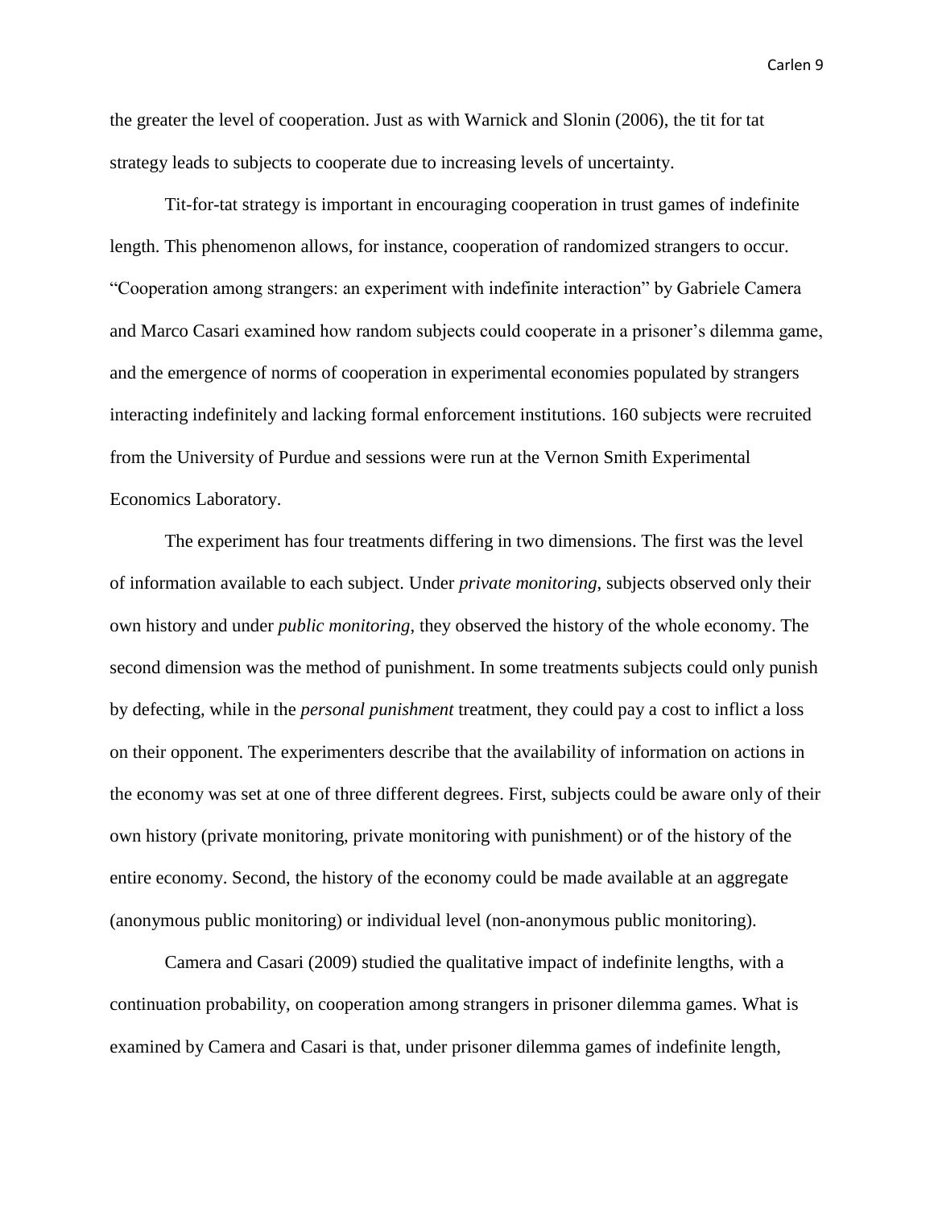the greater the level of cooperation. Just as with Warnick and Slonin (2006), the tit for tat strategy leads to subjects to cooperate due to increasing levels of uncertainty.

Tit-for-tat strategy is important in encouraging cooperation in trust games of indefinite length. This phenomenon allows, for instance, cooperation of randomized strangers to occur. "Cooperation among strangers: an experiment with indefinite interaction" by Gabriele Camera and Marco Casari examined how random subjects could cooperate in a prisoner's dilemma game, and the emergence of norms of cooperation in experimental economies populated by strangers interacting indefinitely and lacking formal enforcement institutions. 160 subjects were recruited from the University of Purdue and sessions were run at the Vernon Smith Experimental Economics Laboratory.

The experiment has four treatments differing in two dimensions. The first was the level of information available to each subject. Under *private monitoring*, subjects observed only their own history and under *public monitoring,* they observed the history of the whole economy. The second dimension was the method of punishment. In some treatments subjects could only punish by defecting, while in the *personal punishment* treatment, they could pay a cost to inflict a loss on their opponent. The experimenters describe that the availability of information on actions in the economy was set at one of three different degrees. First, subjects could be aware only of their own history (private monitoring, private monitoring with punishment) or of the history of the entire economy. Second, the history of the economy could be made available at an aggregate (anonymous public monitoring) or individual level (non-anonymous public monitoring).

Camera and Casari (2009) studied the qualitative impact of indefinite lengths, with a continuation probability, on cooperation among strangers in prisoner dilemma games. What is examined by Camera and Casari is that, under prisoner dilemma games of indefinite length,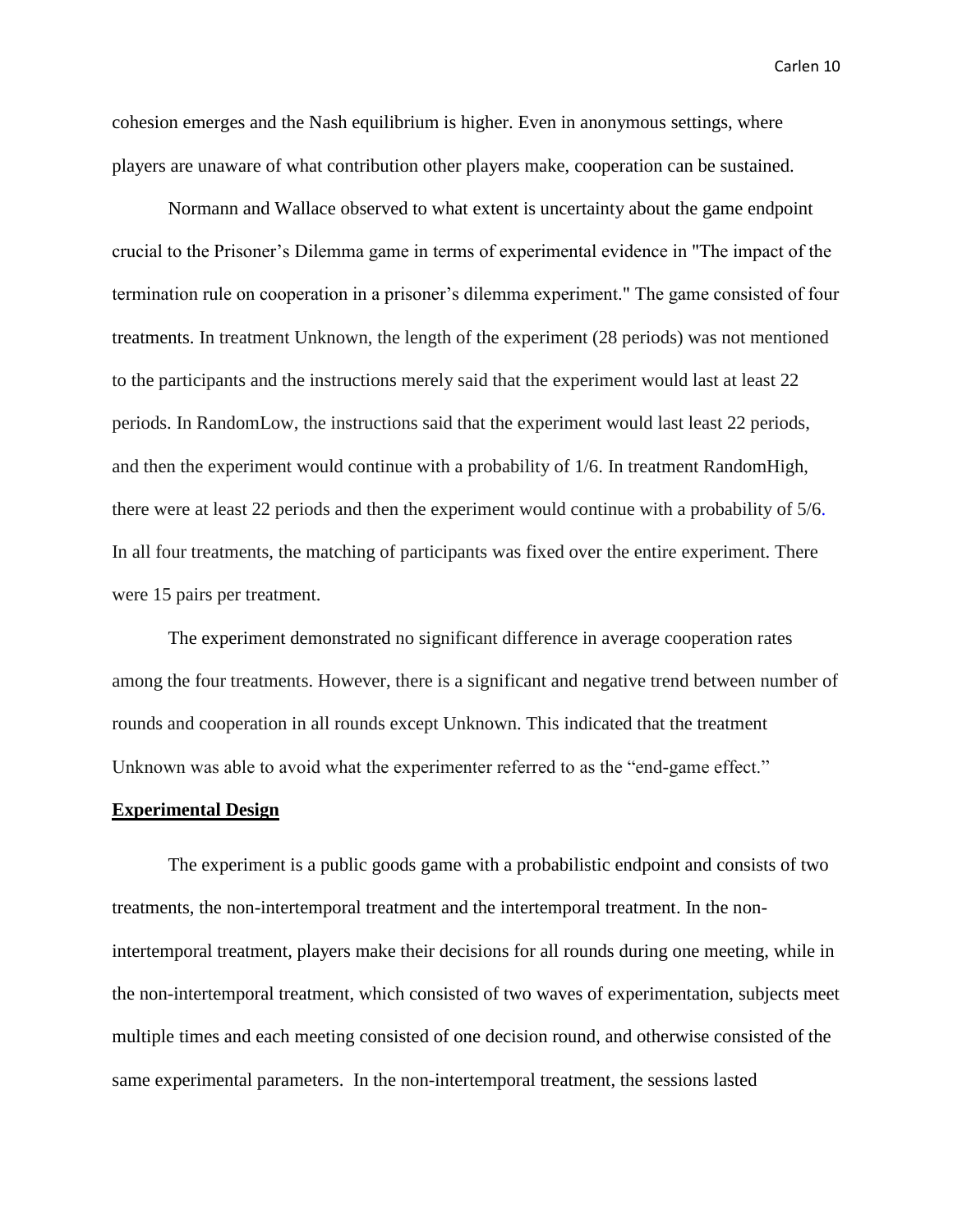cohesion emerges and the Nash equilibrium is higher. Even in anonymous settings, where players are unaware of what contribution other players make, cooperation can be sustained.

Normann and Wallace observed to what extent is uncertainty about the game endpoint crucial to the Prisoner's Dilemma game in terms of experimental evidence in "The impact of the termination rule on cooperation in a prisoner's dilemma experiment." The game consisted of four treatments. In treatment Unknown, the length of the experiment (28 periods) was not mentioned to the participants and the instructions merely said that the experiment would last at least 22 periods. In RandomLow, the instructions said that the experiment would last least 22 periods, and then the experiment would continue with a probability of 1/6. In treatment RandomHigh, there were at least 22 periods and then the experiment would continue with a probability of 5/6. In all four treatments, the matching of participants was fixed over the entire experiment. There were 15 pairs per treatment.

The experiment demonstrated no significant difference in average cooperation rates among the four treatments. However, there is a significant and negative trend between number of rounds and cooperation in all rounds except Unknown. This indicated that the treatment Unknown was able to avoid what the experimenter referred to as the "end-game effect."

## Experimental Design

The experiment is a public goods game with a probabilistic endpoint and consists of two treatments, the non-intertemporal treatment and the intertemporal treatment. In the non-intertemporal treatment, players make their decisions for all rounds during one meeting, while in the non-intertemporal treatment, which consisted of two waves of experimentation, subjects meet multiple times and each meeting consisted of one decision round, and otherwise consisted of the same experimental parameters. In the non-intertemporal treatment, the sessions lasted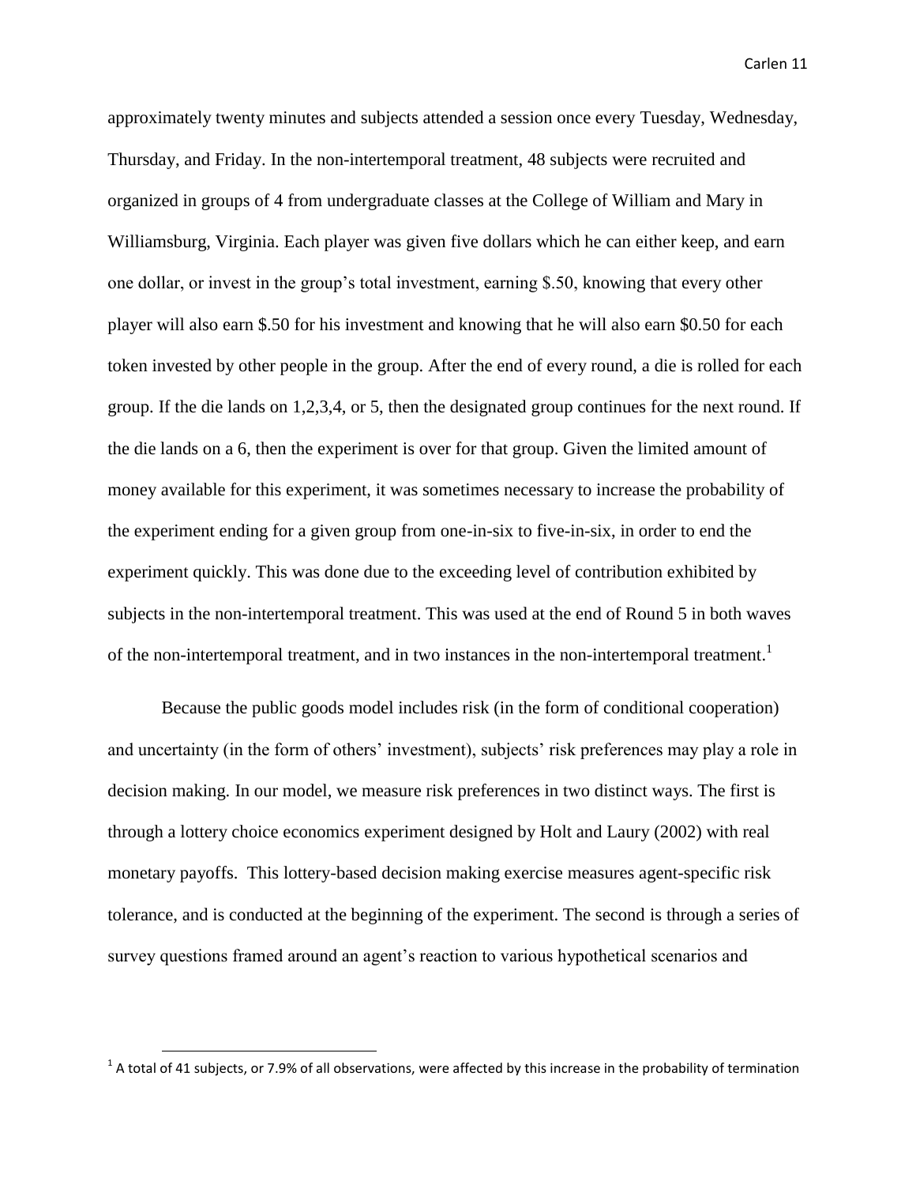approximately twenty minutes and subjects attended a session once every Tuesday, Wednesday, Thursday, and Friday. In the non-intertemporal treatment, 48 subjects were recruited and organized in groups of 4 from undergraduate classes at the College of William and Mary in Williamsburg, Virginia. Each player was given five dollars which he can either keep, and earn one dollar, or invest in the group's total investment, earning \$.50, knowing that every other player will also earn \$.50 for his investment and knowing that he will also earn \$0.50 for each token invested by other people in the group. After the end of every round, a die is rolled for each group. If the die lands on 1,2,3,4, or 5, then the designated group continues for the next round. If the die lands on a 6, then the experiment is over for that group. Given the limited amount of money available for this experiment, it was sometimes necessary to increase the probability of the experiment ending for a given group from one-in-six to five-in-six, in order to end the experiment quickly. This was done due to the exceeding level of contribution exhibited by subjects in the non-intertemporal treatment. This was used at the end of Round 5 in both waves of the non-intertemporal treatment, and in two instances in the non-intertemporal treatment.[1]

Because the public goods model includes risk (in the form of conditional cooperation) and uncertainty (in the form of others' investment), subjects' risk preferences may play a role in decision making. In our model, we measure risk preferences in two distinct ways. The first is through a lottery choice economics experiment designed by Holt and Laury (2002) with real monetary payoffs. This lottery-based decision making exercise measures agent-specific risk tolerance, and is conducted at the beginning of the experiment. The second is through a series of survey questions framed around an agent's reaction to various hypothetical scenarios and

[1] A total of 41 subjects, or 7.9% of all observations, were affected by this increase in the probability of termination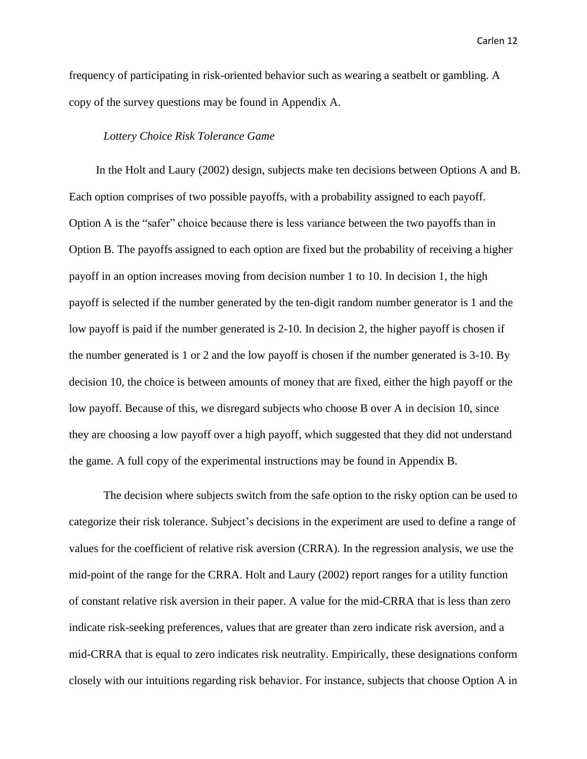frequency of participating in risk-oriented behavior such as wearing a seatbelt or gambling. A copy of the survey questions may be found in Appendix A.

*Lottery Choice Risk Tolerance Game*

In the Holt and Laury (2002) design, subjects make ten decisions between Options A and B. Each option comprises of two possible payoffs, with a probability assigned to each payoff. Option A is the "safer" choice because there is less variance between the two payoffs than in Option B. The payoffs assigned to each option are fixed but the probability of receiving a higher payoff in an option increases moving from decision number 1 to 10. In decision 1, the high payoff is selected if the number generated by the ten-digit random number generator is 1 and the low payoff is paid if the number generated is 2-10. In decision 2, the higher payoff is chosen if the number generated is 1 or 2 and the low payoff is chosen if the number generated is 3-10. By decision 10, the choice is between amounts of money that are fixed, either the high payoff or the low payoff. Because of this, we disregard subjects who choose B over A in decision 10, since they are choosing a low payoff over a high payoff, which suggested that they did not understand the game. A full copy of the experimental instructions may be found in Appendix B.

The decision where subjects switch from the safe option to the risky option can be used to categorize their risk tolerance. Subject's decisions in the experiment are used to define a range of values for the coefficient of relative risk aversion (CRRA). In the regression analysis, we use the mid-point of the range for the CRRA. Holt and Laury (2002) report ranges for a utility function of constant relative risk aversion in their paper. A value for the mid-CRRA that is less than zero indicate risk-seeking preferences, values that are greater than zero indicate risk aversion, and a mid-CRRA that is equal to zero indicates risk neutrality. Empirically, these designations conform closely with our intuitions regarding risk behavior. For instance, subjects that choose Option A in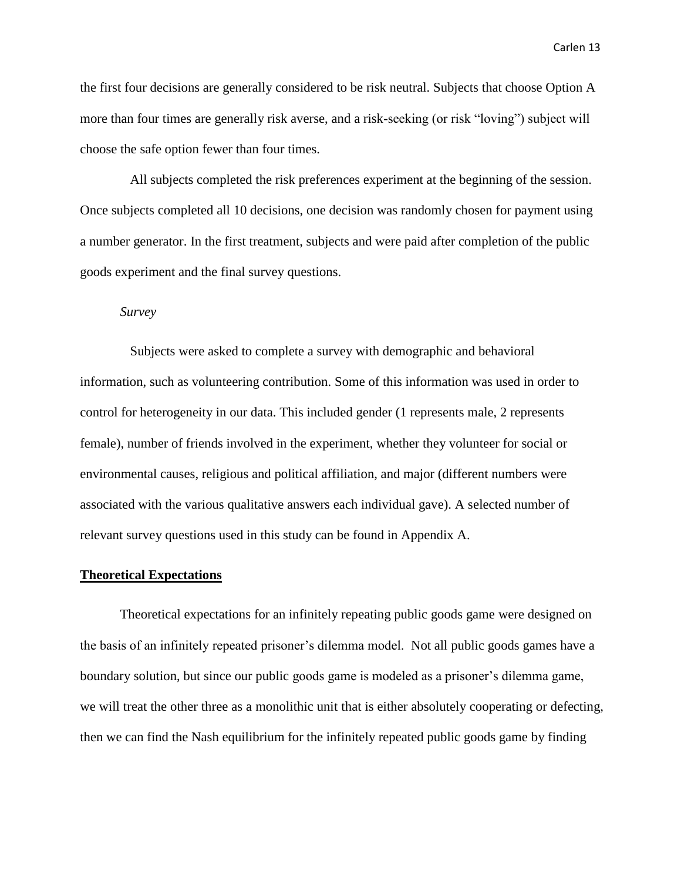the first four decisions are generally considered to be risk neutral. Subjects that choose Option A more than four times are generally risk averse, and a risk-seeking (or risk "loving") subject will choose the safe option fewer than four times.

All subjects completed the risk preferences experiment at the beginning of the session. Once subjects completed all 10 decisions, one decision was randomly chosen for payment using a number generator. In the first treatment, subjects and were paid after completion of the public goods experiment and the final survey questions.

*Survey*

Subjects were asked to complete a survey with demographic and behavioral information, such as volunteering contribution. Some of this information was used in order to control for heterogeneity in our data. This included gender (1 represents male, 2 represents female), number of friends involved in the experiment, whether they volunteer for social or environmental causes, religious and political affiliation, and major (different numbers were associated with the various qualitative answers each individual gave). A selected number of relevant survey questions used in this study can be found in Appendix A.

## Theoretical Expectations

Theoretical expectations for an infinitely repeating public goods game were designed on the basis of an infinitely repeated prisoner's dilemma model. Not all public goods games have a boundary solution, but since our public goods game is modeled as a prisoner's dilemma game, we will treat the other three as a monolithic unit that is either absolutely cooperating or defecting, then we can find the Nash equilibrium for the infinitely repeated public goods game by finding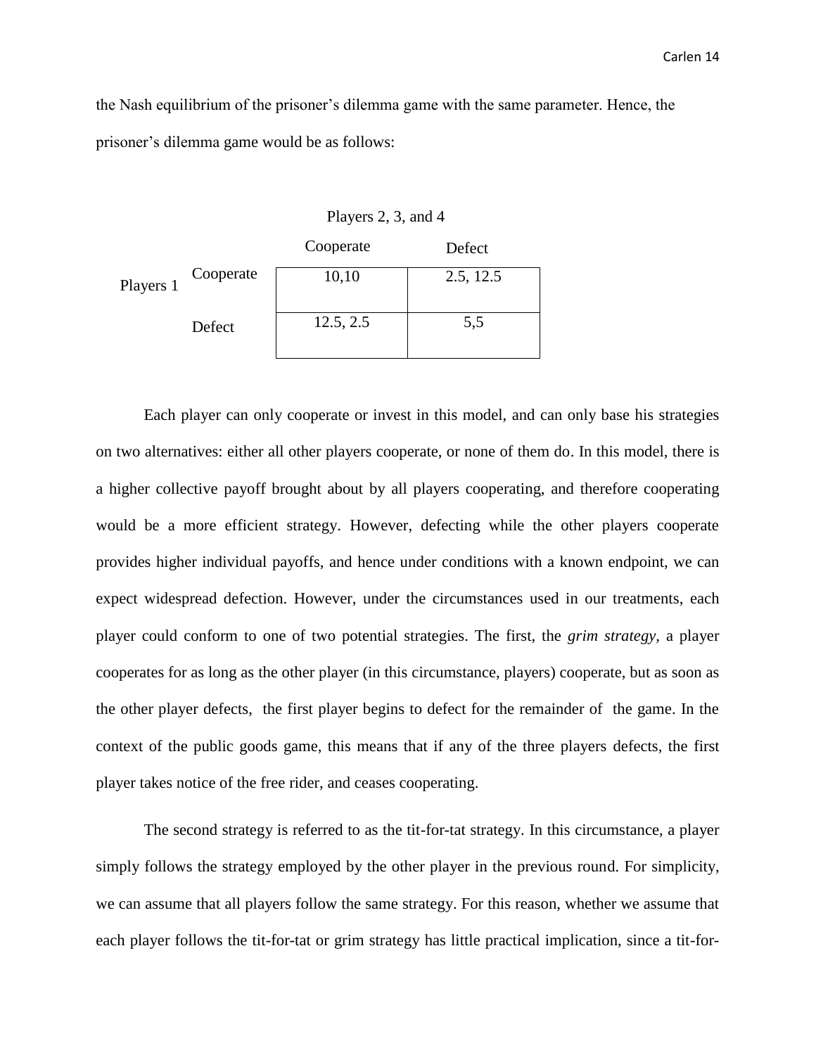the Nash equilibrium of the prisoner's dilemma game with the same parameter. Hence, the prisoner's dilemma game would be as follows:

| | | Players 2, 3, and 4 | |
|---|---|---|---|
| | | Cooperate | Defect |
| Players 1 | Cooperate | 10,10 | 2.5, 12.5 |
| | Defect | 12.5, 2.5 | 5,5 |

Each player can only cooperate or invest in this model, and can only base his strategies on two alternatives: either all other players cooperate, or none of them do. In this model, there is a higher collective payoff brought about by all players cooperating, and therefore cooperating would be a more efficient strategy. However, defecting while the other players cooperate provides higher individual payoffs, and hence under conditions with a known endpoint, we can expect widespread defection. However, under the circumstances used in our treatments, each player could conform to one of two potential strategies. The first, the *grim strategy*, a player cooperates for as long as the other player (in this circumstance, players) cooperate, but as soon as the other player defects, the first player begins to defect for the remainder of the game. In the context of the public goods game, this means that if any of the three players defects, the first player takes notice of the free rider, and ceases cooperating.

The second strategy is referred to as the tit-for-tat strategy. In this circumstance, a player simply follows the strategy employed by the other player in the previous round. For simplicity, we can assume that all players follow the same strategy. For this reason, whether we assume that each player follows the tit-for-tat or grim strategy has little practical implication, since a tit-for-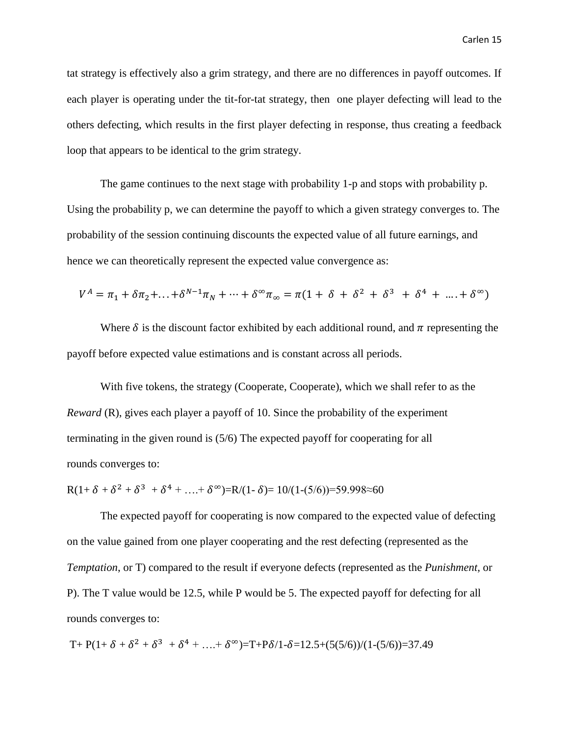tat strategy is effectively also a grim strategy, and there are no differences in payoff outcomes. If each player is operating under the tit-for-tat strategy, then one player defecting will lead to the others defecting, which results in the first player defecting in response, thus creating a feedback loop that appears to be identical to the grim strategy.

The game continues to the next stage with probability 1-p and stops with probability p. Using the probability p, we can determine the payoff to which a given strategy converges to. The probability of the session continuing discounts the expected value of all future earnings, and hence we can theoretically represent the expected value convergence as:

$$V^A = \pi_1 + \delta\pi_2 + \ldots + \delta^{N-1}\pi_N + \cdots + \delta^{\infty}\pi_{\infty} = \pi(1 + \delta + \delta^2 + \delta^3 + \delta^4 + \ldots + \delta^{\infty})$$

Where $\delta$ is the discount factor exhibited by each additional round, and $\pi$ representing the payoff before expected value estimations and is constant across all periods.

With five tokens, the strategy (Cooperate, Cooperate), which we shall refer to as the *Reward* (R), gives each player a payoff of 10. Since the probability of the experiment terminating in the given round is (5/6) The expected payoff for cooperating for all rounds converges to:

$R(1+ \delta + \delta^2 + \delta^3 + \delta^4 + \ldots + \delta^{\infty}) = R/(1- \delta) = 10/(1-(5/6)) = 59.998 \approx 60$

The expected payoff for cooperating is now compared to the expected value of defecting on the value gained from one player cooperating and the rest defecting (represented as the *Temptation*, or T) compared to the result if everyone defects (represented as the *Punishment*, or P). The T value would be 12.5, while P would be 5. The expected payoff for defecting for all rounds converges to:

$T + P(1+ \delta + \delta^2 + \delta^3 + \delta^4 + \ldots + \delta^{\infty}) = T + P\delta/1-\delta = 12.5 + (5(5/6))/(1-(5/6)) = 37.49$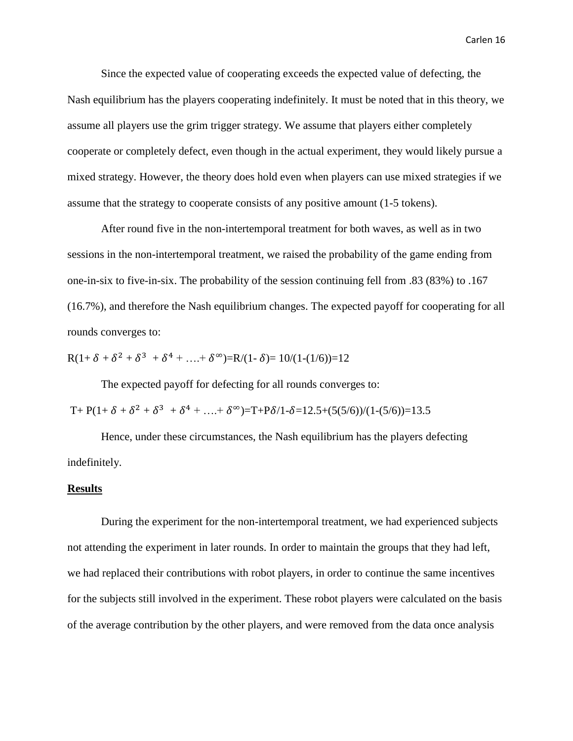Since the expected value of cooperating exceeds the expected value of defecting, the Nash equilibrium has the players cooperating indefinitely. It must be noted that in this theory, we assume all players use the grim trigger strategy. We assume that players either completely cooperate or completely defect, even though in the actual experiment, they would likely pursue a mixed strategy. However, the theory does hold even when players can use mixed strategies if we assume that the strategy to cooperate consists of any positive amount (1-5 tokens).

After round five in the non-intertemporal treatment for both waves, as well as in two sessions in the non-intertemporal treatment, we raised the probability of the game ending from one-in-six to five-in-six. The probability of the session continuing fell from .83 (83%) to .167 (16.7%), and therefore the Nash equilibrium changes. The expected payoff for cooperating for all rounds converges to:

$$R(1+\delta+\delta^2+\delta^3+\delta^4+\ldots+\delta^\infty)=R/(1-\delta)=10/(1-(1/6))=12$$

The expected payoff for defecting for all rounds converges to:

$$T+P(1+\delta+\delta^2+\delta^3+\delta^4+\ldots+\delta^\infty)=T+P\delta/1-\delta=12.5+(5(5/6))/(1-(5/6))=13.5$$

Hence, under these circumstances, the Nash equilibrium has the players defecting indefinitely.

## Results

During the experiment for the non-intertemporal treatment, we had experienced subjects not attending the experiment in later rounds. In order to maintain the groups that they had left, we had replaced their contributions with robot players, in order to continue the same incentives for the subjects still involved in the experiment. These robot players were calculated on the basis of the average contribution by the other players, and were removed from the data once analysis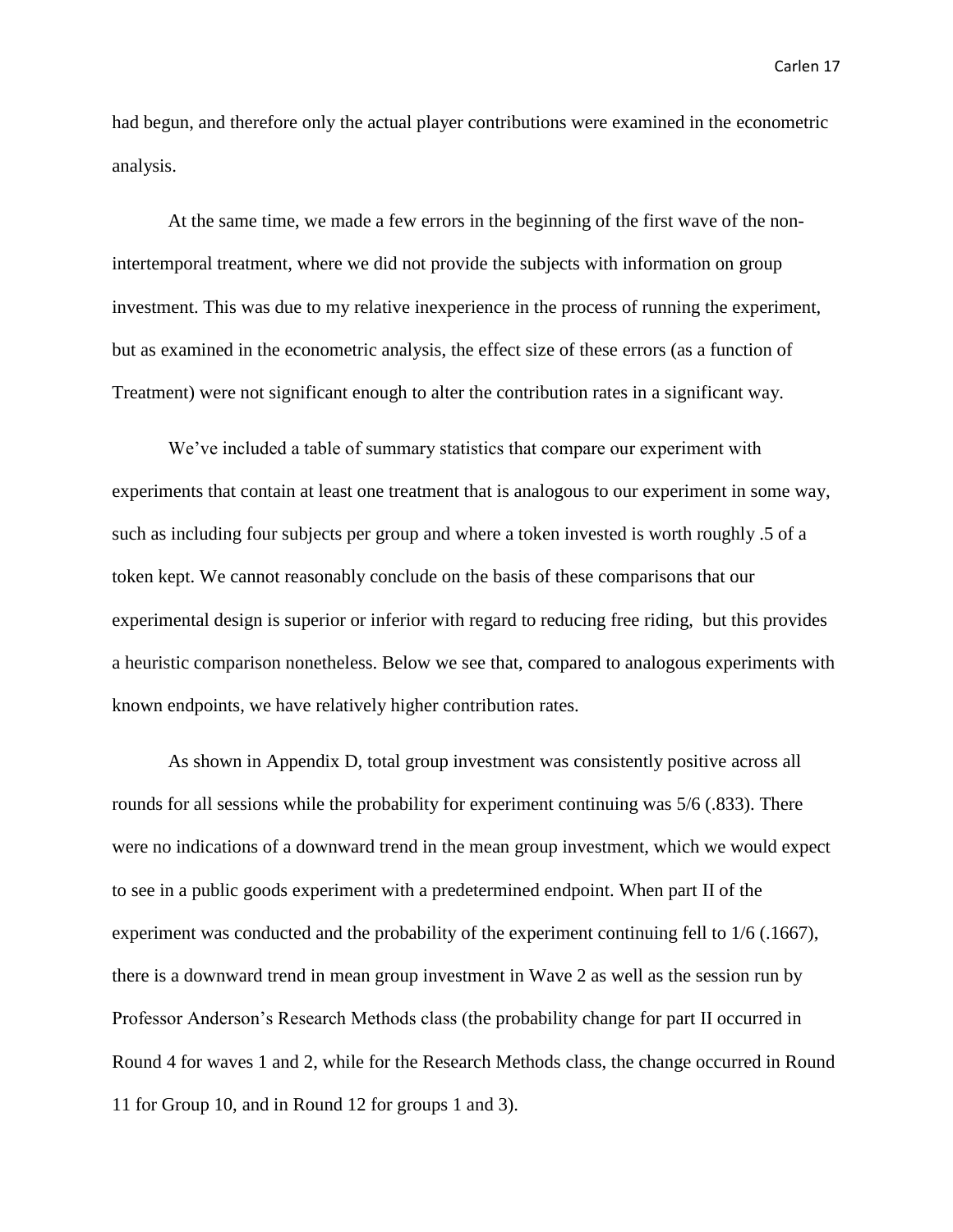had begun, and therefore only the actual player contributions were examined in the econometric analysis.

At the same time, we made a few errors in the beginning of the first wave of the non-intertemporal treatment, where we did not provide the subjects with information on group investment. This was due to my relative inexperience in the process of running the experiment, but as examined in the econometric analysis, the effect size of these errors (as a function of Treatment) were not significant enough to alter the contribution rates in a significant way.

We've included a table of summary statistics that compare our experiment with experiments that contain at least one treatment that is analogous to our experiment in some way, such as including four subjects per group and where a token invested is worth roughly .5 of a token kept. We cannot reasonably conclude on the basis of these comparisons that our experimental design is superior or inferior with regard to reducing free riding, but this provides a heuristic comparison nonetheless. Below we see that, compared to analogous experiments with known endpoints, we have relatively higher contribution rates.

As shown in Appendix D, total group investment was consistently positive across all rounds for all sessions while the probability for experiment continuing was 5/6 (.833). There were no indications of a downward trend in the mean group investment, which we would expect to see in a public goods experiment with a predetermined endpoint. When part II of the experiment was conducted and the probability of the experiment continuing fell to 1/6 (.1667), there is a downward trend in mean group investment in Wave 2 as well as the session run by Professor Anderson's Research Methods class (the probability change for part II occurred in Round 4 for waves 1 and 2, while for the Research Methods class, the change occurred in Round 11 for Group 10, and in Round 12 for groups 1 and 3).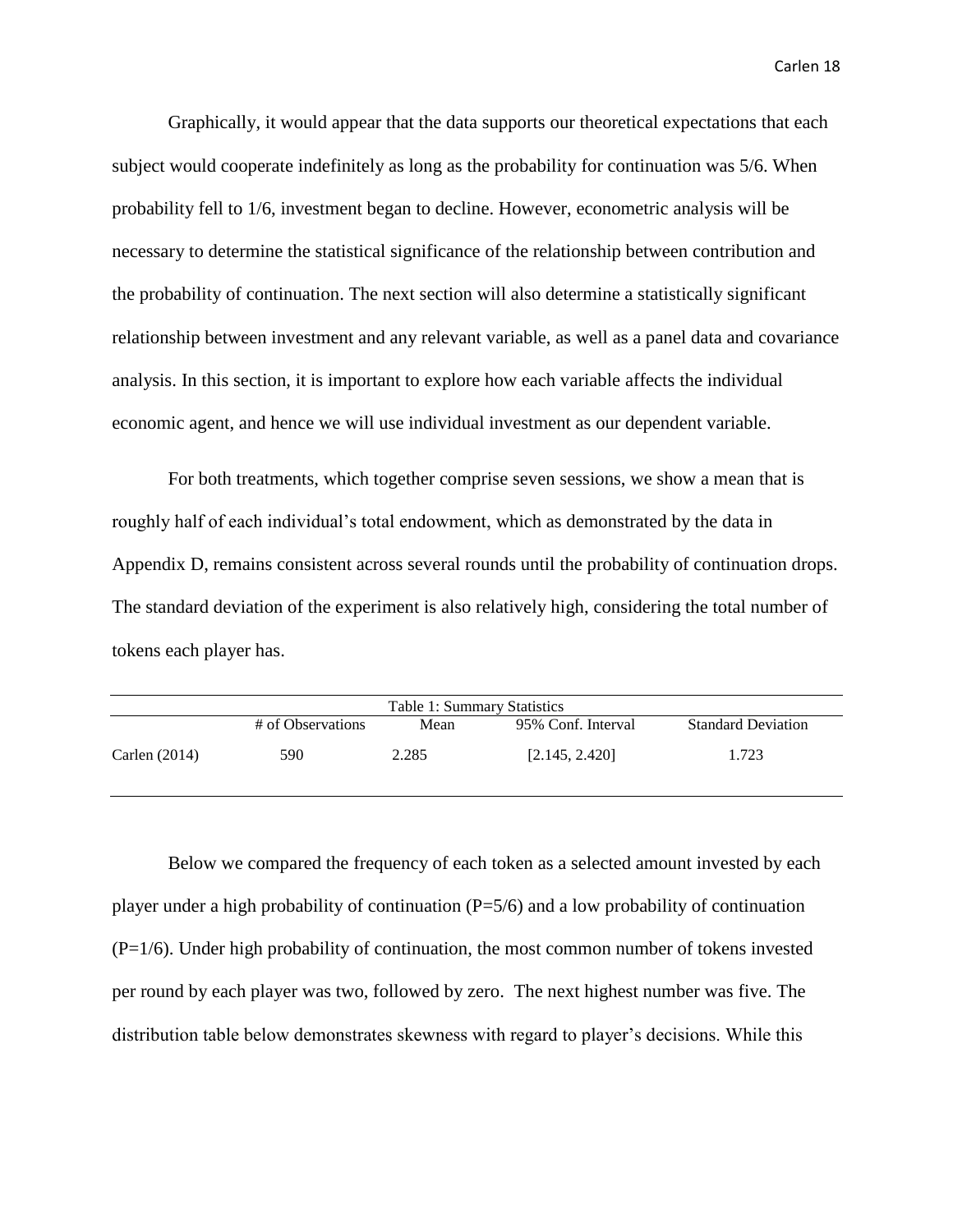Graphically, it would appear that the data supports our theoretical expectations that each subject would cooperate indefinitely as long as the probability for continuation was 5/6. When probability fell to 1/6, investment began to decline. However, econometric analysis will be necessary to determine the statistical significance of the relationship between contribution and the probability of continuation. The next section will also determine a statistically significant relationship between investment and any relevant variable, as well as a panel data and covariance analysis. In this section, it is important to explore how each variable affects the individual economic agent, and hence we will use individual investment as our dependent variable.

For both treatments, which together comprise seven sessions, we show a mean that is roughly half of each individual's total endowment, which as demonstrated by the data in Appendix D, remains consistent across several rounds until the probability of continuation drops. The standard deviation of the experiment is also relatively high, considering the total number of tokens each player has.

Table 1: Summary Statistics

| | # of Observations | Mean | 95% Conf. Interval | Standard Deviation |
|---|---|---|---|---|
| Carlen (2014) | 590 | 2.285 | [2.145, 2.420] | 1.723 |

Below we compared the frequency of each token as a selected amount invested by each player under a high probability of continuation (P=5/6) and a low probability of continuation (P=1/6). Under high probability of continuation, the most common number of tokens invested per round by each player was two, followed by zero. The next highest number was five. The distribution table below demonstrates skewness with regard to player's decisions. While this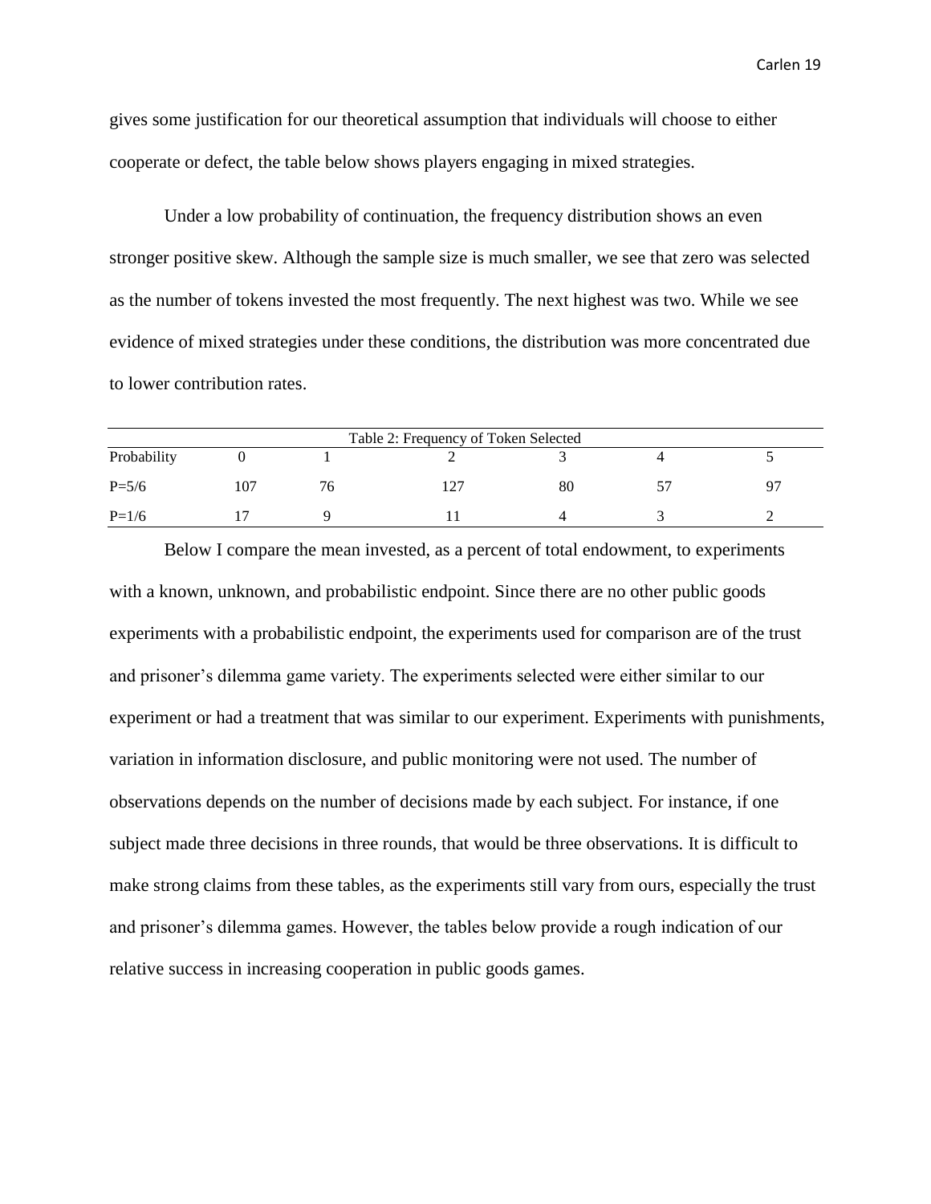gives some justification for our theoretical assumption that individuals will choose to either cooperate or defect, the table below shows players engaging in mixed strategies.

Under a low probability of continuation, the frequency distribution shows an even stronger positive skew. Although the sample size is much smaller, we see that zero was selected as the number of tokens invested the most frequently. The next highest was two. While we see evidence of mixed strategies under these conditions, the distribution was more concentrated due to lower contribution rates.

Table 2: Frequency of Token Selected

| Probability | 0 | 1 | 2 | 3 | 4 | 5 |
|---|---|---|---|---|---|---|
| P=5/6 | 107 | 76 | 127 | 80 | 57 | 97 |
| P=1/6 | 17 | 9 | 11 | 4 | 3 | 2 |

Below I compare the mean invested, as a percent of total endowment, to experiments with a known, unknown, and probabilistic endpoint. Since there are no other public goods experiments with a probabilistic endpoint, the experiments used for comparison are of the trust and prisoner's dilemma game variety. The experiments selected were either similar to our experiment or had a treatment that was similar to our experiment. Experiments with punishments, variation in information disclosure, and public monitoring were not used. The number of observations depends on the number of decisions made by each subject. For instance, if one subject made three decisions in three rounds, that would be three observations. It is difficult to make strong claims from these tables, as the experiments still vary from ours, especially the trust and prisoner's dilemma games. However, the tables below provide a rough indication of our relative success in increasing cooperation in public goods games.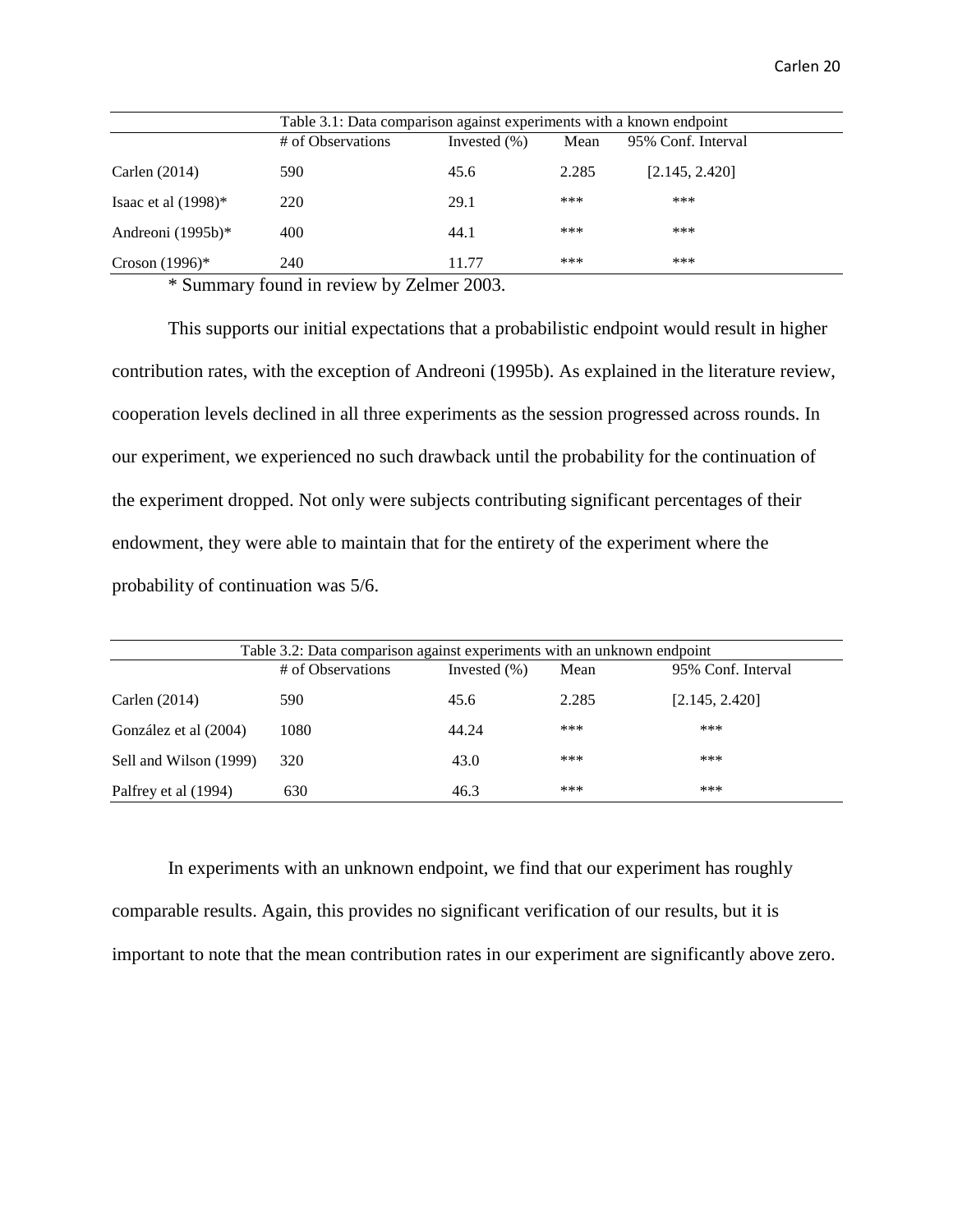Table 3.1: Data comparison against experiments with a known endpoint

| | # of Observations | Invested (%) | Mean | 95% Conf. Interval |
|---|---|---|---|---|
| Carlen (2014) | 590 | 45.6 | 2.285 | [2.145, 2.420] |
| Isaac et al (1998)* | 220 | 29.1 | *** | *** |
| Andreoni (1995b)* | 400 | 44.1 | *** | *** |
| Croson (1996)* | 240 | 11.77 | *** | *** |

\* Summary found in review by Zelmer 2003.

This supports our initial expectations that a probabilistic endpoint would result in higher contribution rates, with the exception of Andreoni (1995b). As explained in the literature review, cooperation levels declined in all three experiments as the session progressed across rounds. In our experiment, we experienced no such drawback until the probability for the continuation of the experiment dropped. Not only were subjects contributing significant percentages of their endowment, they were able to maintain that for the entirety of the experiment where the probability of continuation was 5/6.

Table 3.2: Data comparison against experiments with an unknown endpoint

| | # of Observations | Invested (%) | Mean | 95% Conf. Interval |
|---|---|---|---|---|
| Carlen (2014) | 590 | 45.6 | 2.285 | [2.145, 2.420] |
| González et al (2004) | 1080 | 44.24 | *** | *** |
| Sell and Wilson (1999) | 320 | 43.0 | *** | *** |
| Palfrey et al (1994) | 630 | 46.3 | *** | *** |

In experiments with an unknown endpoint, we find that our experiment has roughly comparable results. Again, this provides no significant verification of our results, but it is important to note that the mean contribution rates in our experiment are significantly above zero.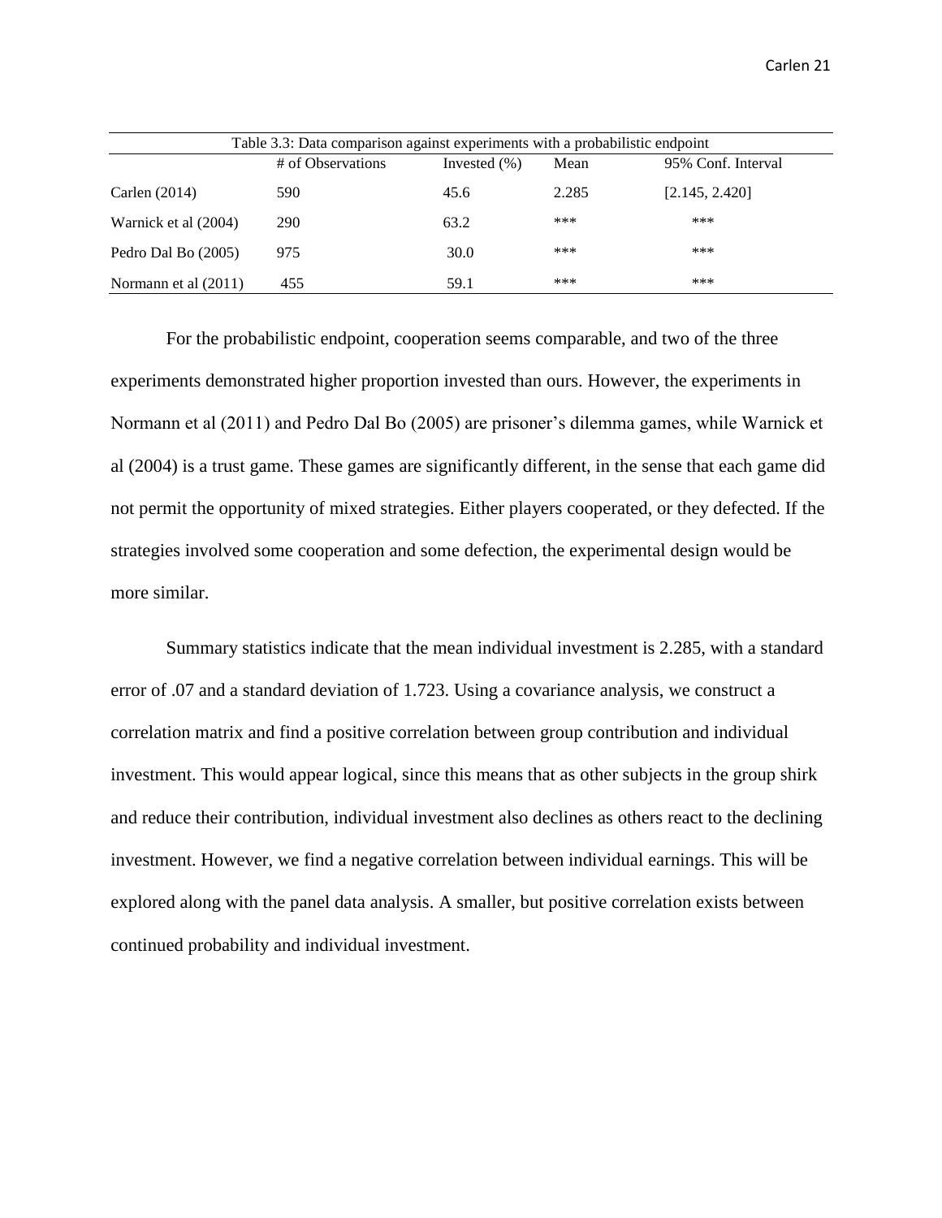Table 3.3: Data comparison against experiments with a probabilistic endpoint

| | # of Observations | Invested (%) | Mean | 95% Conf. Interval |
|---|---|---|---|---|
| Carlen (2014) | 590 | 45.6 | 2.285 | [2.145, 2.420] |
| Warnick et al (2004) | 290 | 63.2 | *** | *** |
| Pedro Dal Bo (2005) | 975 | 30.0 | *** | *** |
| Normann et al (2011) | 455 | 59.1 | *** | *** |

For the probabilistic endpoint, cooperation seems comparable, and two of the three experiments demonstrated higher proportion invested than ours. However, the experiments in Normann et al (2011) and Pedro Dal Bo (2005) are prisoner's dilemma games, while Warnick et al (2004) is a trust game. These games are significantly different, in the sense that each game did not permit the opportunity of mixed strategies. Either players cooperated, or they defected. If the strategies involved some cooperation and some defection, the experimental design would be more similar.

Summary statistics indicate that the mean individual investment is 2.285, with a standard error of .07 and a standard deviation of 1.723. Using a covariance analysis, we construct a correlation matrix and find a positive correlation between group contribution and individual investment. This would appear logical, since this means that as other subjects in the group shirk and reduce their contribution, individual investment also declines as others react to the declining investment. However, we find a negative correlation between individual earnings. This will be explored along with the panel data analysis. A smaller, but positive correlation exists between continued probability and individual investment.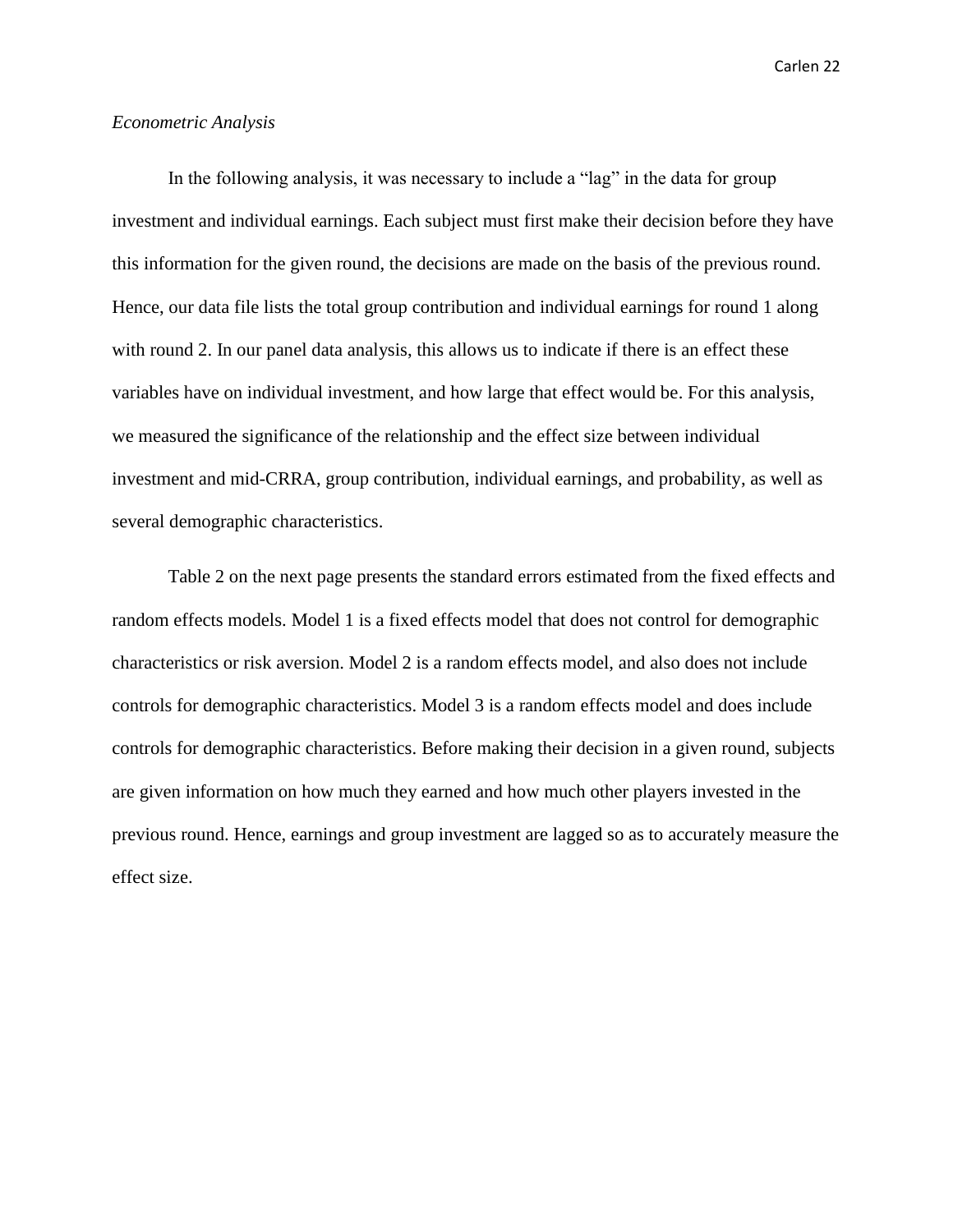*Econometric Analysis*

In the following analysis, it was necessary to include a "lag" in the data for group investment and individual earnings. Each subject must first make their decision before they have this information for the given round, the decisions are made on the basis of the previous round. Hence, our data file lists the total group contribution and individual earnings for round 1 along with round 2. In our panel data analysis, this allows us to indicate if there is an effect these variables have on individual investment, and how large that effect would be. For this analysis, we measured the significance of the relationship and the effect size between individual investment and mid-CRRA, group contribution, individual earnings, and probability, as well as several demographic characteristics.

Table 2 on the next page presents the standard errors estimated from the fixed effects and random effects models. Model 1 is a fixed effects model that does not control for demographic characteristics or risk aversion. Model 2 is a random effects model, and also does not include controls for demographic characteristics. Model 3 is a random effects model and does include controls for demographic characteristics. Before making their decision in a given round, subjects are given information on how much they earned and how much other players invested in the previous round. Hence, earnings and group investment are lagged so as to accurately measure the effect size.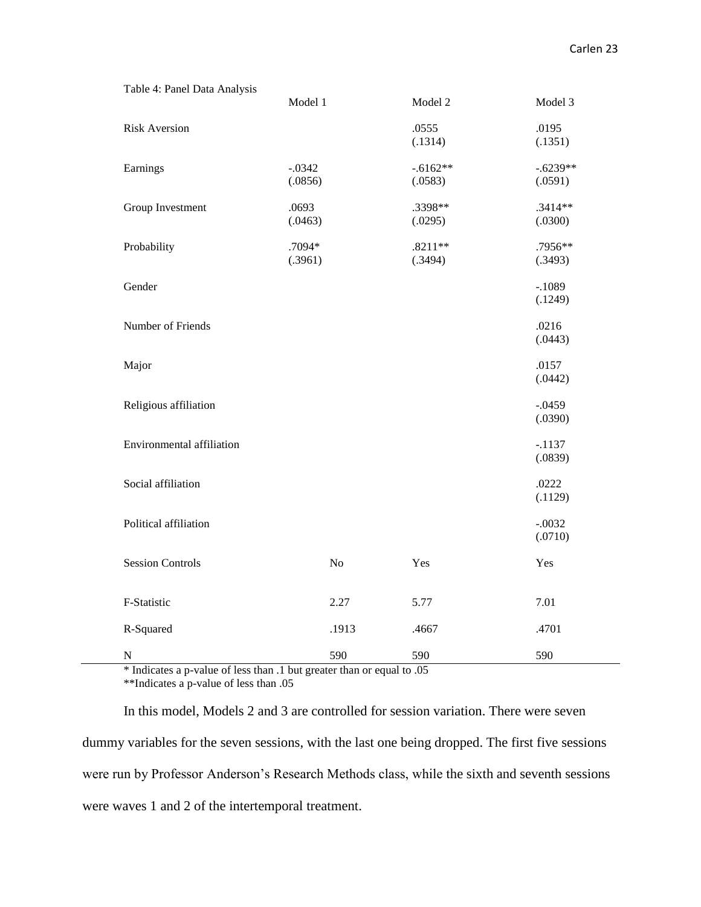Table 4: Panel Data Analysis

| | Model 1 | Model 2 | Model 3 |
|---|---|---|---|
| Risk Aversion | | .0555 (.1314) | .0195 (.1351) |
| Earnings | -.0342 (.0856) | -.6162** (.0583) | -.6239** (.0591) |
| Group Investment | .0693 (.0463) | .3398** (.0295) | .3414** (.0300) |
| Probability | .7094* (.3961) | .8211** (.3494) | .7956** (.3493) |
| Gender | | | -.1089 (.1249) |
| Number of Friends | | | .0216 (.0443) |
| Major | | | .0157 (.0442) |
| Religious affiliation | | | -.0459 (.0390) |
| Environmental affiliation | | | -.1137 (.0839) |
| Social affiliation | | | .0222 (.1129) |
| Political affiliation | | | -.0032 (.0710) |
| Session Controls | No | Yes | Yes |
| F-Statistic | 2.27 | 5.77 | 7.01 |
| R-Squared | .1913 | .4667 | .4701 |
| N | 590 | 590 | 590 |

* Indicates a p-value of less than .1 but greater than or equal to .05
**Indicates a p-value of less than .05

In this model, Models 2 and 3 are controlled for session variation. There were seven dummy variables for the seven sessions, with the last one being dropped. The first five sessions were run by Professor Anderson's Research Methods class, while the sixth and seventh sessions were waves 1 and 2 of the intertemporal treatment.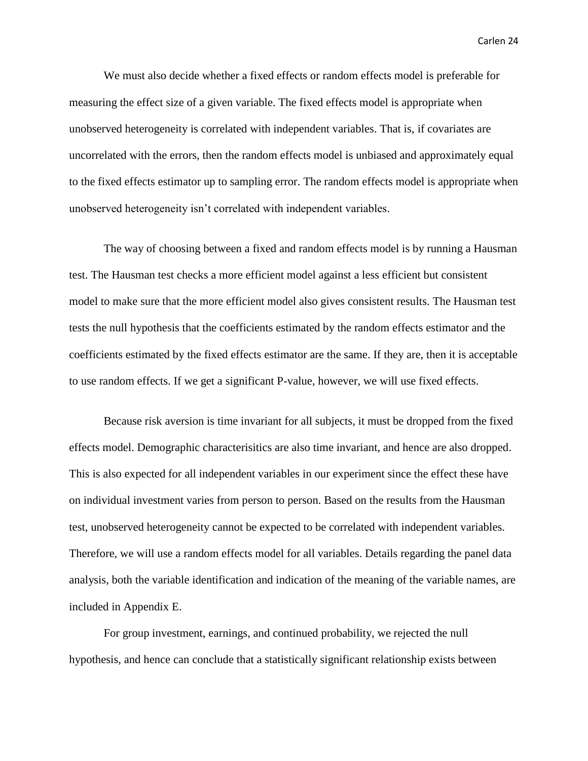We must also decide whether a fixed effects or random effects model is preferable for measuring the effect size of a given variable. The fixed effects model is appropriate when unobserved heterogeneity is correlated with independent variables. That is, if covariates are uncorrelated with the errors, then the random effects model is unbiased and approximately equal to the fixed effects estimator up to sampling error. The random effects model is appropriate when unobserved heterogeneity isn't correlated with independent variables.

The way of choosing between a fixed and random effects model is by running a Hausman test. The Hausman test checks a more efficient model against a less efficient but consistent model to make sure that the more efficient model also gives consistent results. The Hausman test tests the null hypothesis that the coefficients estimated by the random effects estimator and the coefficients estimated by the fixed effects estimator are the same. If they are, then it is acceptable to use random effects. If we get a significant P-value, however, we will use fixed effects.

Because risk aversion is time invariant for all subjects, it must be dropped from the fixed effects model. Demographic characterisitics are also time invariant, and hence are also dropped. This is also expected for all independent variables in our experiment since the effect these have on individual investment varies from person to person. Based on the results from the Hausman test, unobserved heterogeneity cannot be expected to be correlated with independent variables. Therefore, we will use a random effects model for all variables. Details regarding the panel data analysis, both the variable identification and indication of the meaning of the variable names, are included in Appendix E.

For group investment, earnings, and continued probability, we rejected the null hypothesis, and hence can conclude that a statistically significant relationship exists between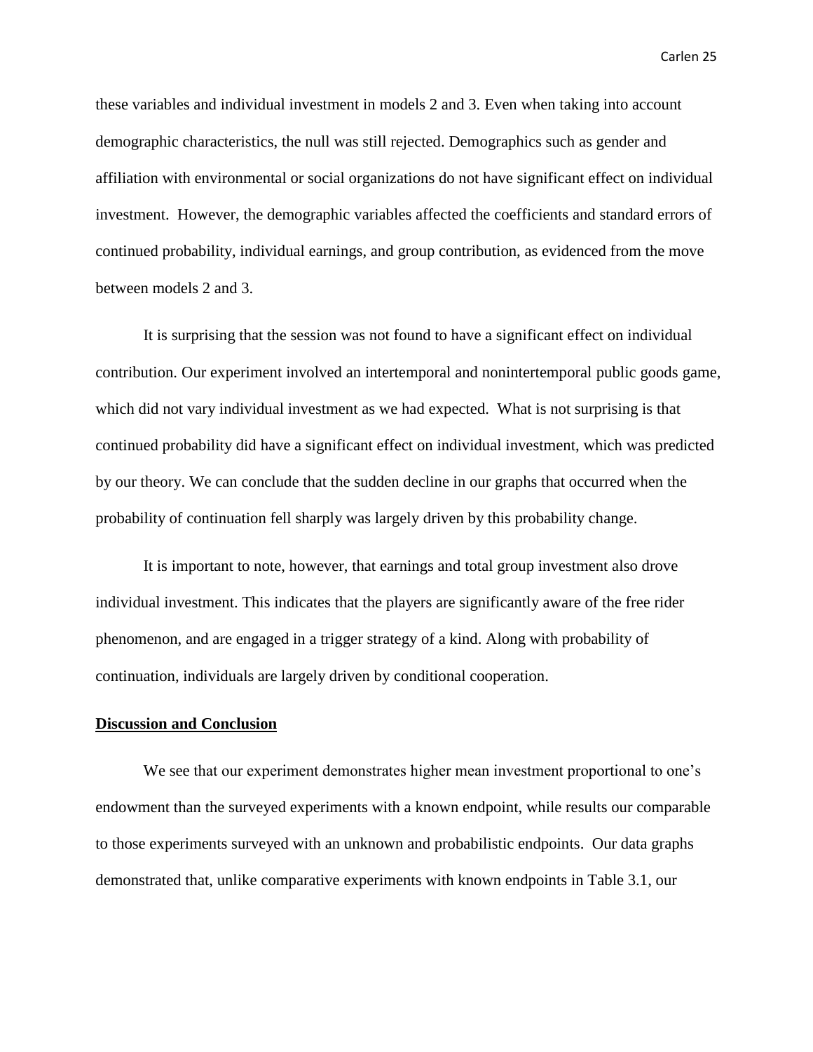these variables and individual investment in models 2 and 3. Even when taking into account demographic characteristics, the null was still rejected. Demographics such as gender and affiliation with environmental or social organizations do not have significant effect on individual investment.  However, the demographic variables affected the coefficients and standard errors of continued probability, individual earnings, and group contribution, as evidenced from the move between models 2 and 3.

It is surprising that the session was not found to have a significant effect on individual contribution. Our experiment involved an intertemporal and nonintertemporal public goods game, which did not vary individual investment as we had expected.  What is not surprising is that continued probability did have a significant effect on individual investment, which was predicted by our theory. We can conclude that the sudden decline in our graphs that occurred when the probability of continuation fell sharply was largely driven by this probability change.

It is important to note, however, that earnings and total group investment also drove individual investment. This indicates that the players are significantly aware of the free rider phenomenon, and are engaged in a trigger strategy of a kind. Along with probability of continuation, individuals are largely driven by conditional cooperation.

**Discussion and Conclusion**

We see that our experiment demonstrates higher mean investment proportional to one's endowment than the surveyed experiments with a known endpoint, while results our comparable to those experiments surveyed with an unknown and probabilistic endpoints.  Our data graphs demonstrated that, unlike comparative experiments with known endpoints in Table 3.1, our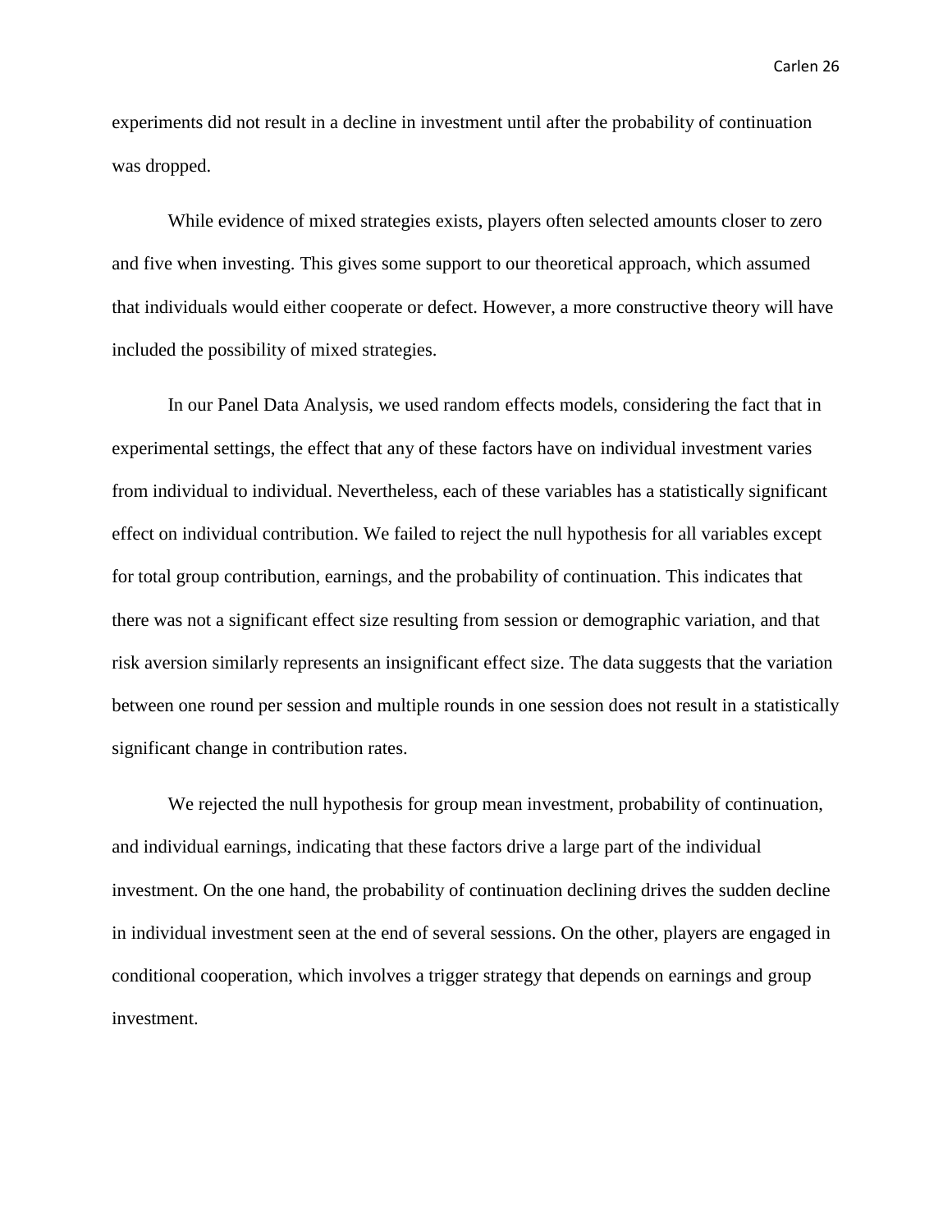experiments did not result in a decline in investment until after the probability of continuation was dropped.

While evidence of mixed strategies exists, players often selected amounts closer to zero and five when investing. This gives some support to our theoretical approach, which assumed that individuals would either cooperate or defect. However, a more constructive theory will have included the possibility of mixed strategies.

In our Panel Data Analysis, we used random effects models, considering the fact that in experimental settings, the effect that any of these factors have on individual investment varies from individual to individual. Nevertheless, each of these variables has a statistically significant effect on individual contribution. We failed to reject the null hypothesis for all variables except for total group contribution, earnings, and the probability of continuation. This indicates that there was not a significant effect size resulting from session or demographic variation, and that risk aversion similarly represents an insignificant effect size. The data suggests that the variation between one round per session and multiple rounds in one session does not result in a statistically significant change in contribution rates.

We rejected the null hypothesis for group mean investment, probability of continuation, and individual earnings, indicating that these factors drive a large part of the individual investment. On the one hand, the probability of continuation declining drives the sudden decline in individual investment seen at the end of several sessions. On the other, players are engaged in conditional cooperation, which involves a trigger strategy that depends on earnings and group investment.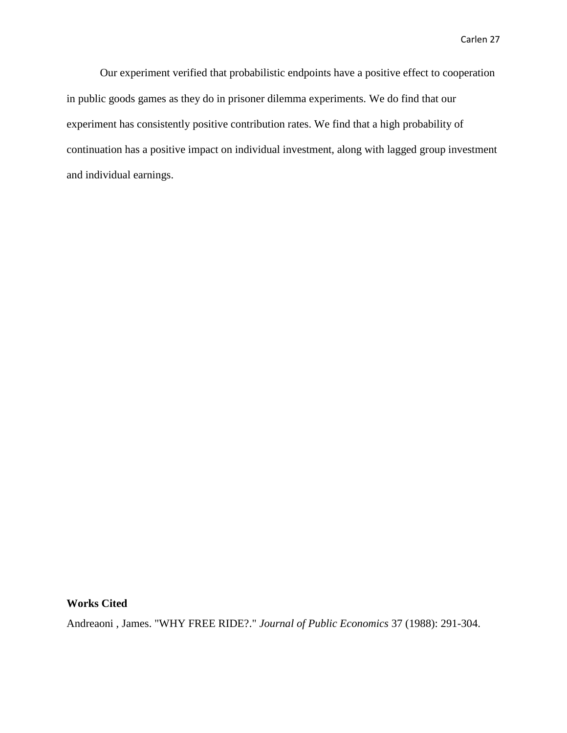Our experiment verified that probabilistic endpoints have a positive effect to cooperation in public goods games as they do in prisoner dilemma experiments. We do find that our experiment has consistently positive contribution rates. We find that a high probability of continuation has a positive impact on individual investment, along with lagged group investment and individual earnings.

**Works Cited**

Andreaoni , James. "WHY FREE RIDE?." *Journal of Public Economics* 37 (1988): 291-304.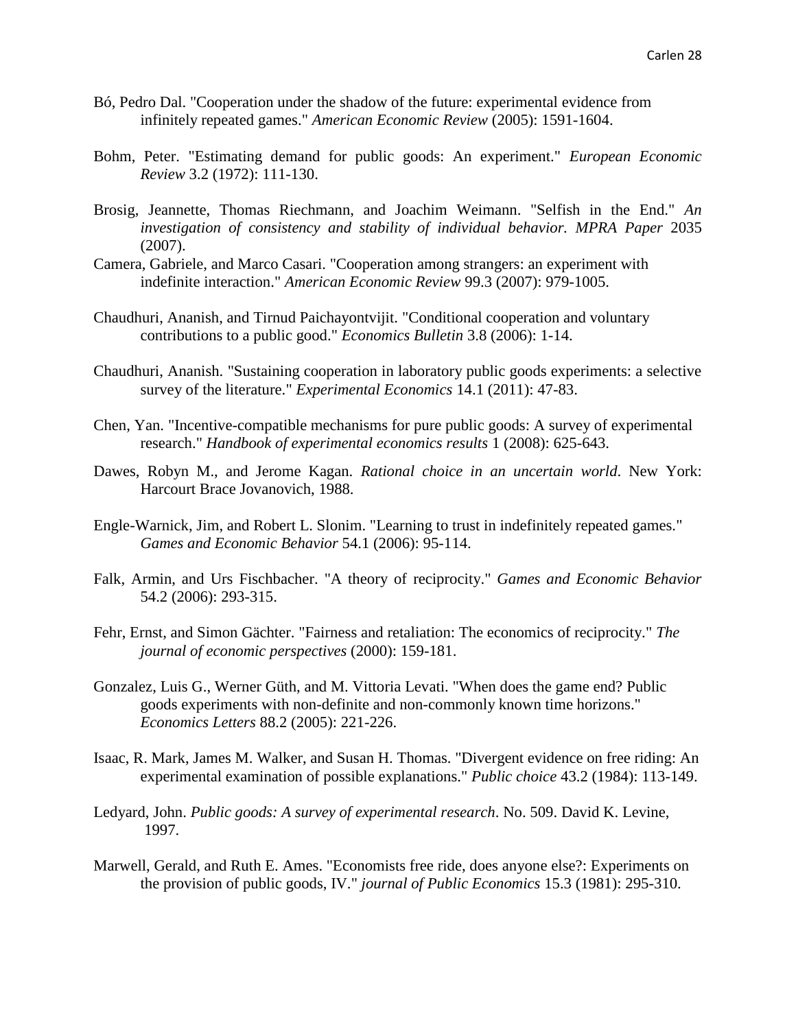Bó, Pedro Dal. "Cooperation under the shadow of the future: experimental evidence from infinitely repeated games." *American Economic Review* (2005): 1591-1604.

Bohm, Peter. "Estimating demand for public goods: An experiment." *European Economic Review* 3.2 (1972): 111-130.

Brosig, Jeannette, Thomas Riechmann, and Joachim Weimann. "Selfish in the End." *An investigation of consistency and stability of individual behavior. MPRA Paper* 2035 (2007).

Camera, Gabriele, and Marco Casari. "Cooperation among strangers: an experiment with indefinite interaction." *American Economic Review* 99.3 (2007): 979-1005.

Chaudhuri, Ananish, and Tirnud Paichayontvijit. "Conditional cooperation and voluntary contributions to a public good." *Economics Bulletin* 3.8 (2006): 1-14.

Chaudhuri, Ananish. "Sustaining cooperation in laboratory public goods experiments: a selective survey of the literature." *Experimental Economics* 14.1 (2011): 47-83.

Chen, Yan. "Incentive-compatible mechanisms for pure public goods: A survey of experimental research." *Handbook of experimental economics results* 1 (2008): 625-643.

Dawes, Robyn M., and Jerome Kagan. *Rational choice in an uncertain world*. New York: Harcourt Brace Jovanovich, 1988.

Engle-Warnick, Jim, and Robert L. Slonim. "Learning to trust in indefinitely repeated games." *Games and Economic Behavior* 54.1 (2006): 95-114.

Falk, Armin, and Urs Fischbacher. "A theory of reciprocity." *Games and Economic Behavior* 54.2 (2006): 293-315.

Fehr, Ernst, and Simon Gächter. "Fairness and retaliation: The economics of reciprocity." *The journal of economic perspectives* (2000): 159-181.

Gonzalez, Luis G., Werner Güth, and M. Vittoria Levati. "When does the game end? Public goods experiments with non-definite and non-commonly known time horizons." *Economics Letters* 88.2 (2005): 221-226.

Isaac, R. Mark, James M. Walker, and Susan H. Thomas. "Divergent evidence on free riding: An experimental examination of possible explanations." *Public choice* 43.2 (1984): 113-149.

Ledyard, John. *Public goods: A survey of experimental research*. No. 509. David K. Levine, 1997.

Marwell, Gerald, and Ruth E. Ames. "Economists free ride, does anyone else?: Experiments on the provision of public goods, IV." *journal of Public Economics* 15.3 (1981): 295-310.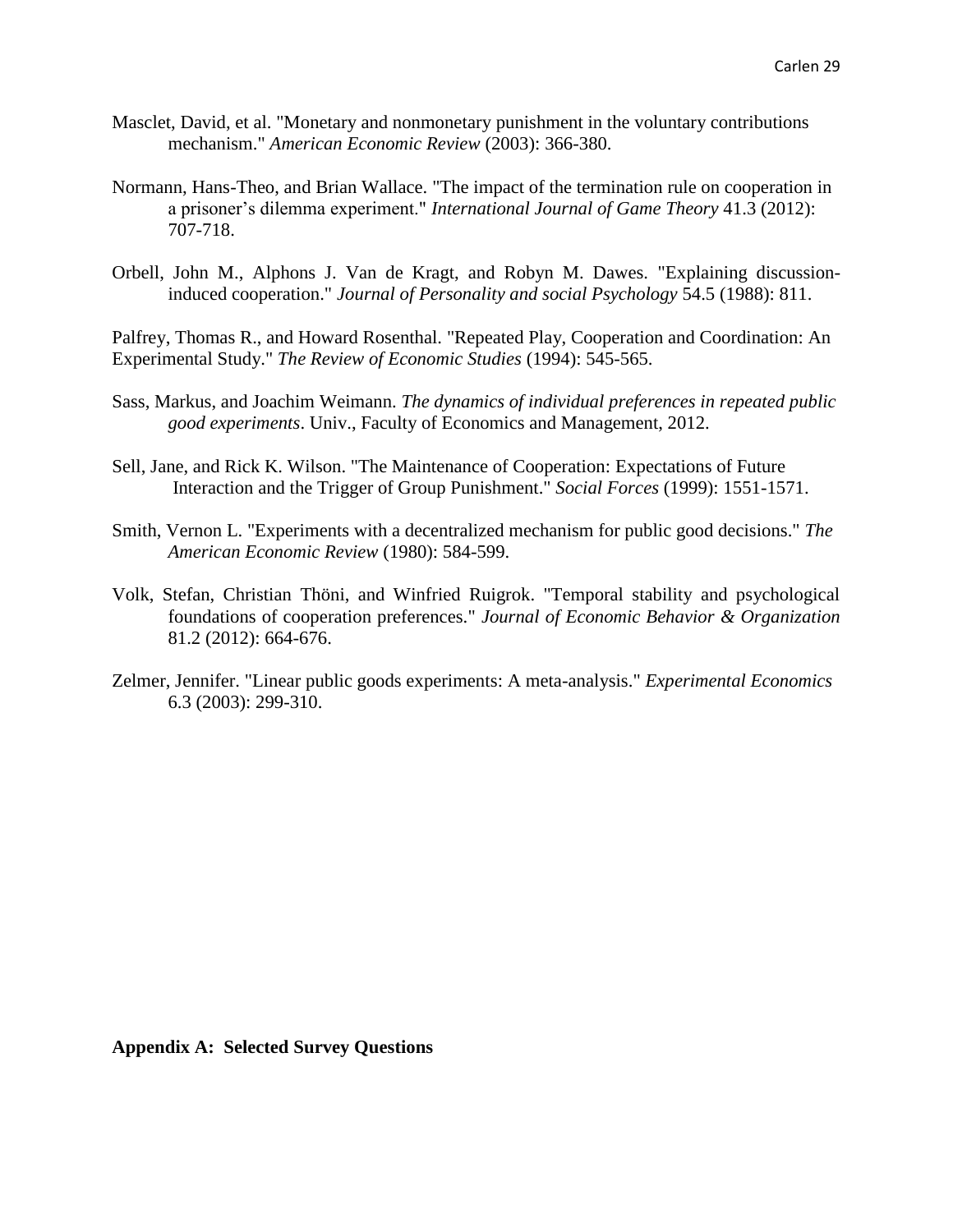Masclet, David, et al. "Monetary and nonmonetary punishment in the voluntary contributions mechanism." *American Economic Review* (2003): 366-380.

Normann, Hans-Theo, and Brian Wallace. "The impact of the termination rule on cooperation in a prisoner's dilemma experiment." *International Journal of Game Theory* 41.3 (2012): 707-718.

Orbell, John M., Alphons J. Van de Kragt, and Robyn M. Dawes. "Explaining discussion-induced cooperation." *Journal of Personality and social Psychology* 54.5 (1988): 811.

Palfrey, Thomas R., and Howard Rosenthal. "Repeated Play, Cooperation and Coordination: An Experimental Study." *The Review of Economic Studies* (1994): 545-565.

Sass, Markus, and Joachim Weimann. *The dynamics of individual preferences in repeated public good experiments*. Univ., Faculty of Economics and Management, 2012.

Sell, Jane, and Rick K. Wilson. "The Maintenance of Cooperation: Expectations of Future Interaction and the Trigger of Group Punishment." *Social Forces* (1999): 1551-1571.

Smith, Vernon L. "Experiments with a decentralized mechanism for public good decisions." *The American Economic Review* (1980): 584-599.

Volk, Stefan, Christian Thöni, and Winfried Ruigrok. "Temporal stability and psychological foundations of cooperation preferences." *Journal of Economic Behavior & Organization* 81.2 (2012): 664-676.

Zelmer, Jennifer. "Linear public goods experiments: A meta-analysis." *Experimental Economics* 6.3 (2003): 299-310.

## Appendix A: Selected Survey Questions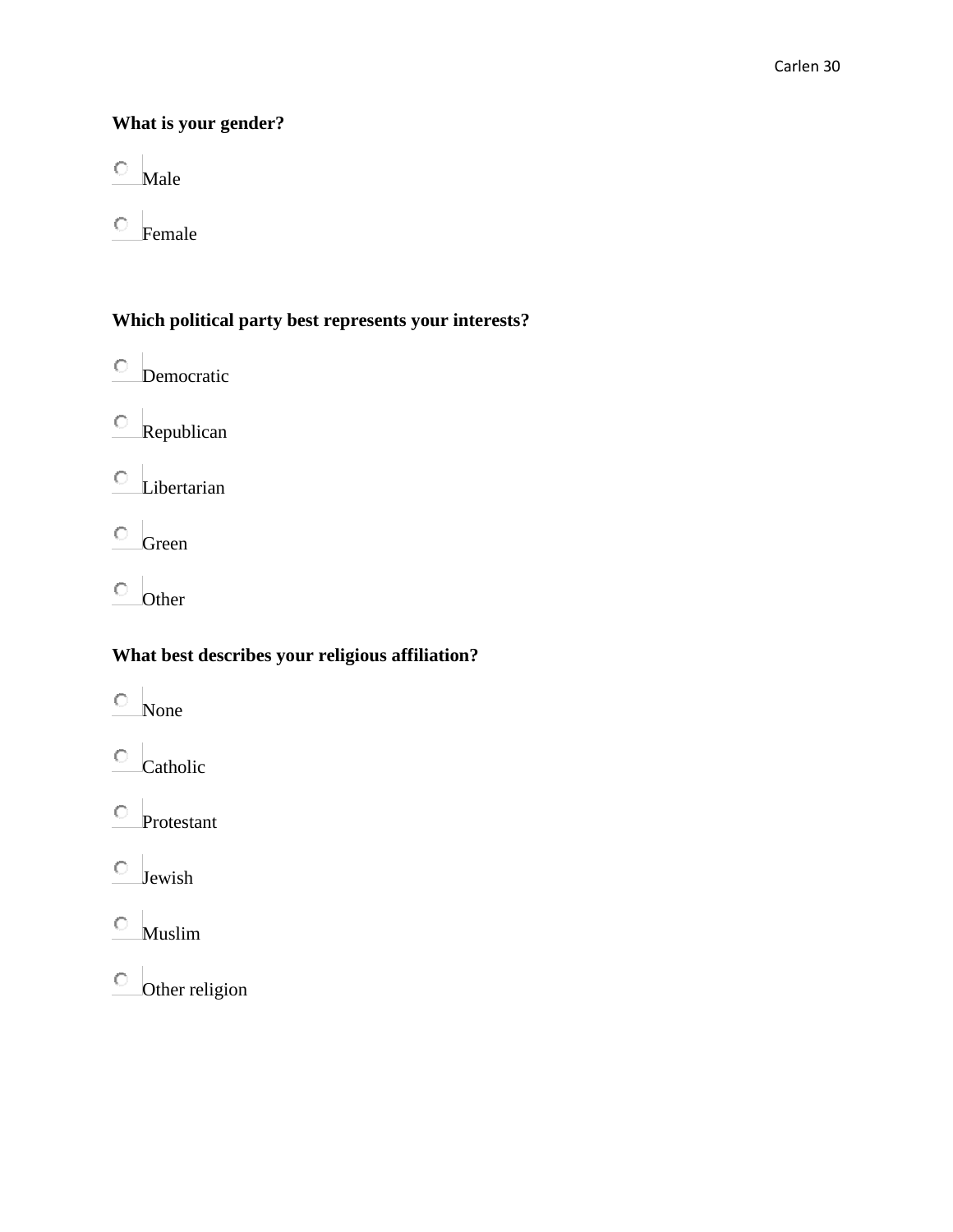**What is your gender?**

- Male
- Female

**Which political party best represents your interests?**

- Democratic
- Republican
- Libertarian
- Green
- Other

**What best describes your religious affiliation?**

- None
- Catholic
- Protestant
- Jewish
- Muslim
- Other religion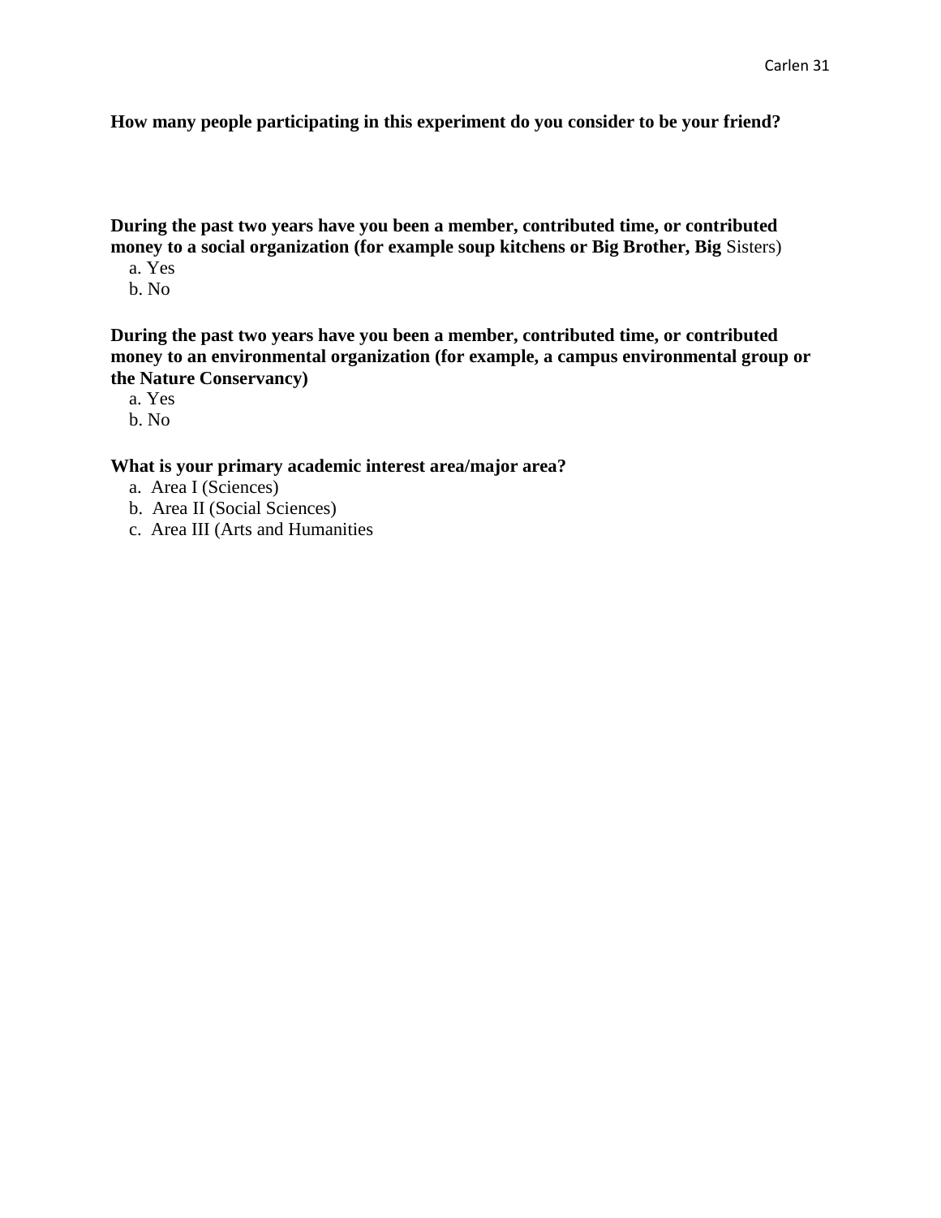**How many people participating in this experiment do you consider to be your friend?**

**During the past two years have you been a member, contributed time, or contributed money to a social organization (for example soup kitchens or Big Brother, Big** Sisters)

a. Yes
b. No

**During the past two years have you been a member, contributed time, or contributed money to an environmental organization (for example, a campus environmental group or the Nature Conservancy)**

a. Yes
b. No

**What is your primary academic interest area/major area?**

a. Area I (Sciences)
b. Area II (Social Sciences)
c. Area III (Arts and Humanities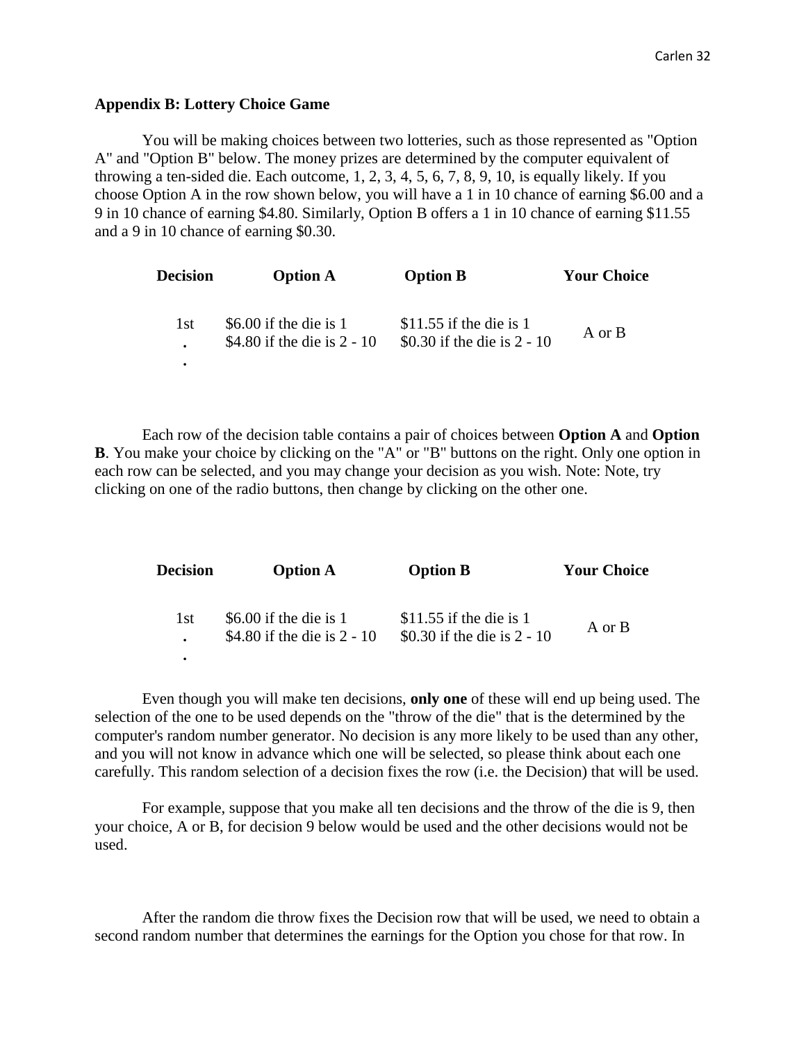**Appendix B: Lottery Choice Game**

You will be making choices between two lotteries, such as those represented as "Option A" and "Option B" below. The money prizes are determined by the computer equivalent of throwing a ten-sided die. Each outcome, 1, 2, 3, 4, 5, 6, 7, 8, 9, 10, is equally likely. If you choose Option A in the row shown below, you will have a 1 in 10 chance of earning $6.00 and a 9 in 10 chance of earning $4.80. Similarly, Option B offers a 1 in 10 chance of earning $11.55 and a 9 in 10 chance of earning $0.30.

| Decision | Option A | Option B | Your Choice |
|---|---|---|---|
| 1st<br>.<br>. | $6.00 if the die is 1<br>$4.80 if the die is 2 - 10 | $11.55 if the die is 1<br>$0.30 if the die is 2 - 10 | A or B |

Each row of the decision table contains a pair of choices between **Option A** and **Option B**. You make your choice by clicking on the "A" or "B" buttons on the right. Only one option in each row can be selected, and you may change your decision as you wish. Note: Note, try clicking on one of the radio buttons, then change by clicking on the other one.

| Decision | Option A | Option B | Your Choice |
|---|---|---|---|
| 1st<br>.<br>. | $6.00 if the die is 1<br>$4.80 if the die is 2 - 10 | $11.55 if the die is 1<br>$0.30 if the die is 2 - 10 | A or B |

Even though you will make ten decisions, **only one** of these will end up being used. The selection of the one to be used depends on the "throw of the die" that is the determined by the computer's random number generator. No decision is any more likely to be used than any other, and you will not know in advance which one will be selected, so please think about each one carefully. This random selection of a decision fixes the row (i.e. the Decision) that will be used.

For example, suppose that you make all ten decisions and the throw of the die is 9, then your choice, A or B, for decision 9 below would be used and the other decisions would not be used.

After the random die throw fixes the Decision row that will be used, we need to obtain a second random number that determines the earnings for the Option you chose for that row. In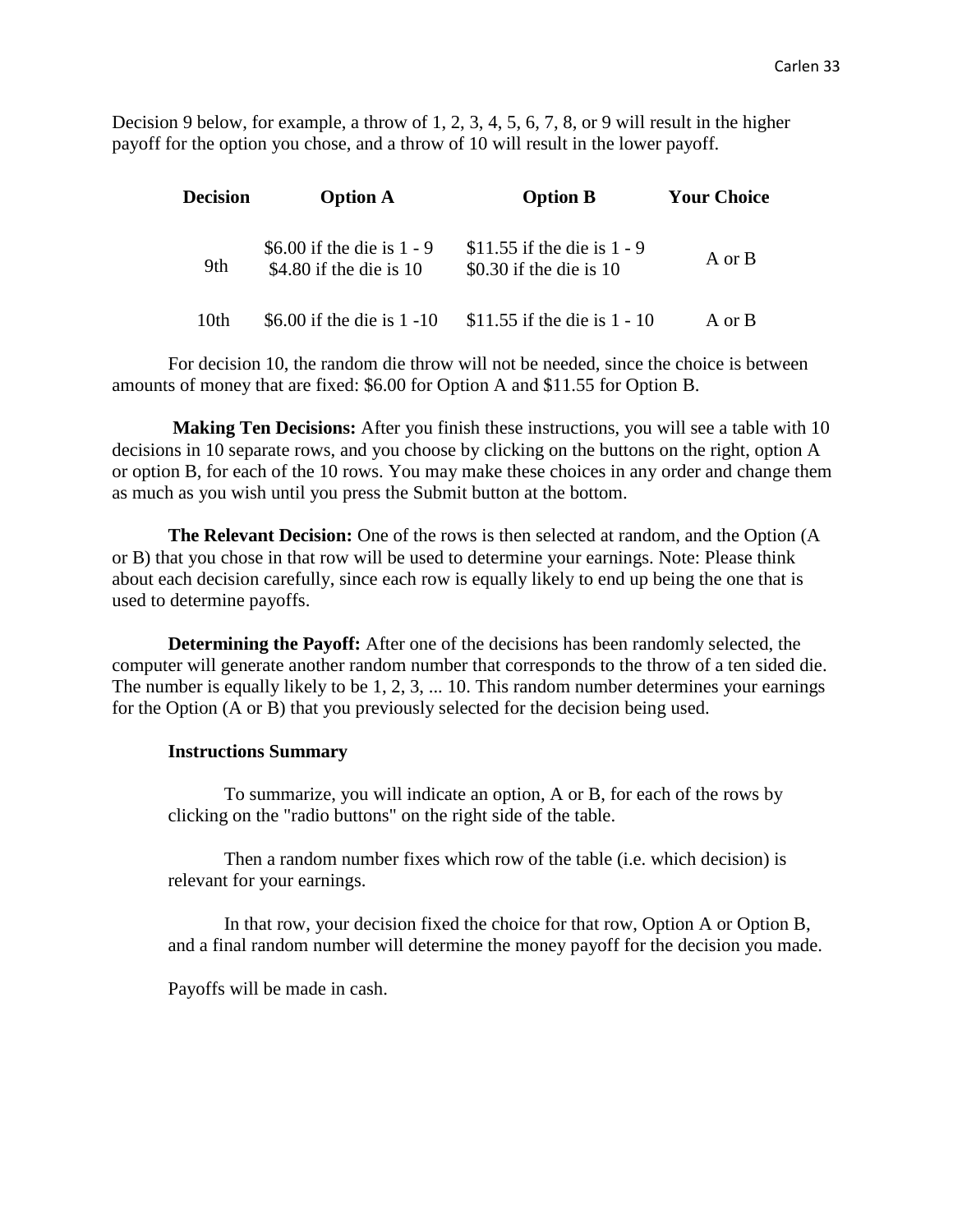Decision 9 below, for example, a throw of 1, 2, 3, 4, 5, 6, 7, 8, or 9 will result in the higher payoff for the option you chose, and a throw of 10 will result in the lower payoff.

| Decision | Option A | Option B | Your Choice |
|---|---|---|---|
| 9th | \$6.00 if the die is 1 - 9<br>\$4.80 if the die is 10 | \$11.55 if the die is 1 - 9<br>\$0.30 if the die is 10 | A or B |
| 10th | \$6.00 if the die is 1 -10 | \$11.55 if the die is 1 - 10 | A or B |

For decision 10, the random die throw will not be needed, since the choice is between amounts of money that are fixed: \$6.00 for Option A and \$11.55 for Option B.

**Making Ten Decisions:** After you finish these instructions, you will see a table with 10 decisions in 10 separate rows, and you choose by clicking on the buttons on the right, option A or option B, for each of the 10 rows. You may make these choices in any order and change them as much as you wish until you press the Submit button at the bottom.

**The Relevant Decision:** One of the rows is then selected at random, and the Option (A or B) that you chose in that row will be used to determine your earnings. Note: Please think about each decision carefully, since each row is equally likely to end up being the one that is used to determine payoffs.

**Determining the Payoff:** After one of the decisions has been randomly selected, the computer will generate another random number that corresponds to the throw of a ten sided die. The number is equally likely to be 1, 2, 3, ... 10. This random number determines your earnings for the Option (A or B) that you previously selected for the decision being used.

**Instructions Summary**

To summarize, you will indicate an option, A or B, for each of the rows by clicking on the "radio buttons" on the right side of the table.

Then a random number fixes which row of the table (i.e. which decision) is relevant for your earnings.

In that row, your decision fixed the choice for that row, Option A or Option B, and a final random number will determine the money payoff for the decision you made.

Payoffs will be made in cash.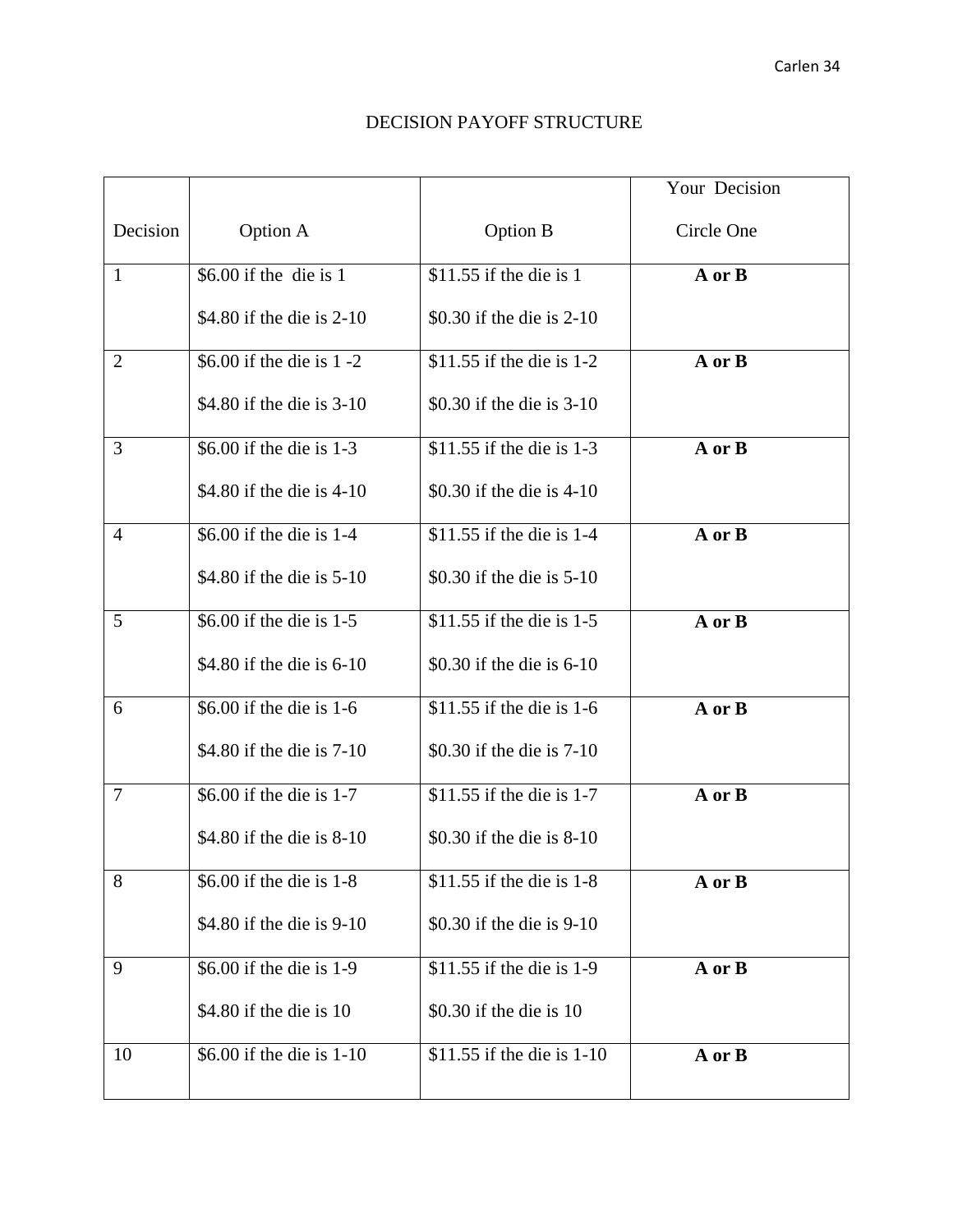DECISION PAYOFF STRUCTURE

| Decision | Option A | Option B | Your Decision Circle One |
|---|---|---|---|
| 1 | $6.00 if the die is 1<br>$4.80 if the die is 2-10 | $11.55 if the die is 1<br>$0.30 if the die is 2-10 | **A or B** |
| 2 | $6.00 if the die is 1 -2<br>$4.80 if the die is 3-10 | $11.55 if the die is 1-2<br>$0.30 if the die is 3-10 | **A or B** |
| 3 | $6.00 if the die is 1-3<br>$4.80 if the die is 4-10 | $11.55 if the die is 1-3<br>$0.30 if the die is 4-10 | **A or B** |
| 4 | $6.00 if the die is 1-4<br>$4.80 if the die is 5-10 | $11.55 if the die is 1-4<br>$0.30 if the die is 5-10 | **A or B** |
| 5 | $6.00 if the die is 1-5<br>$4.80 if the die is 6-10 | $11.55 if the die is 1-5<br>$0.30 if the die is 6-10 | **A or B** |
| 6 | $6.00 if the die is 1-6<br>$4.80 if the die is 7-10 | $11.55 if the die is 1-6<br>$0.30 if the die is 7-10 | **A or B** |
| 7 | $6.00 if the die is 1-7<br>$4.80 if the die is 8-10 | $11.55 if the die is 1-7<br>$0.30 if the die is 8-10 | **A or B** |
| 8 | $6.00 if the die is 1-8<br>$4.80 if the die is 9-10 | $11.55 if the die is 1-8<br>$0.30 if the die is 9-10 | **A or B** |
| 9 | $6.00 if the die is 1-9<br>$4.80 if the die is 10 | $11.55 if the die is 1-9<br>$0.30 if the die is 10 | **A or B** |
| 10 | $6.00 if the die is 1-10 | $11.55 if the die is 1-10 | **A or B** |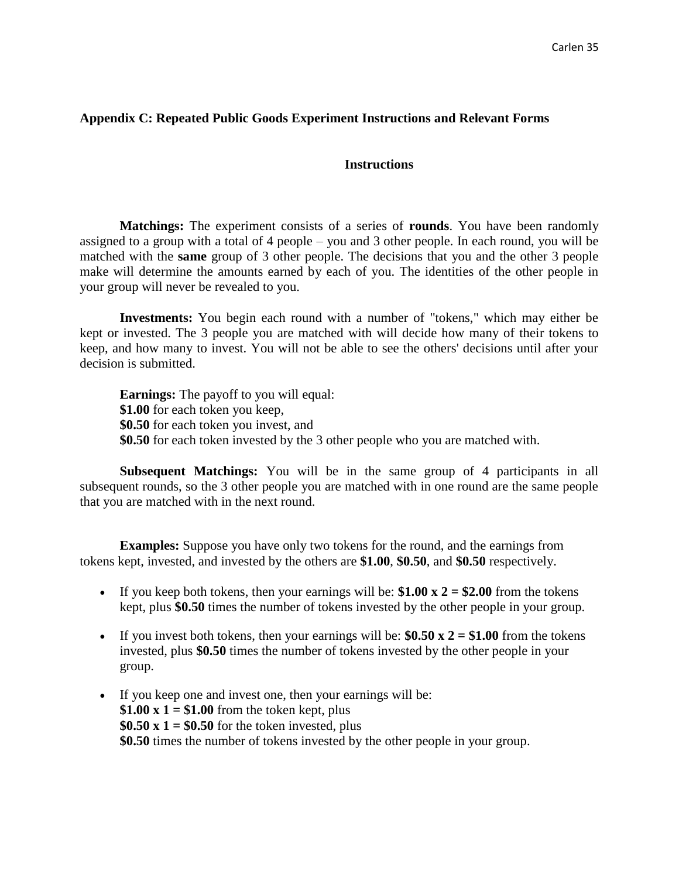## Appendix C: Repeated Public Goods Experiment Instructions and Relevant Forms

### Instructions

**Matchings:** The experiment consists of a series of **rounds**. You have been randomly assigned to a group with a total of 4 people – you and 3 other people. In each round, you will be matched with the **same** group of 3 other people. The decisions that you and the other 3 people make will determine the amounts earned by each of you. The identities of the other people in your group will never be revealed to you.

**Investments:** You begin each round with a number of "tokens," which may either be kept or invested. The 3 people you are matched with will decide how many of their tokens to keep, and how many to invest. You will not be able to see the others' decisions until after your decision is submitted.

**Earnings:** The payoff to you will equal:
**$1.00** for each token you keep,
**$0.50** for each token you invest, and
**$0.50** for each token invested by the 3 other people who you are matched with.

**Subsequent Matchings:** You will be in the same group of 4 participants in all subsequent rounds, so the 3 other people you are matched with in one round are the same people that you are matched with in the next round.

**Examples:** Suppose you have only two tokens for the round, and the earnings from tokens kept, invested, and invested by the others are **$1.00**, **$0.50**, and **$0.50** respectively.

- If you keep both tokens, then your earnings will be: **$1.00 x 2 = $2.00** from the tokens kept, plus **$0.50** times the number of tokens invested by the other people in your group.
- If you invest both tokens, then your earnings will be: **$0.50 x 2 = $1.00** from the tokens invested, plus **$0.50** times the number of tokens invested by the other people in your group.
- If you keep one and invest one, then your earnings will be:
  **$1.00 x 1 = $1.00** from the token kept, plus
  **$0.50 x 1 = $0.50** for the token invested, plus
  **$0.50** times the number of tokens invested by the other people in your group.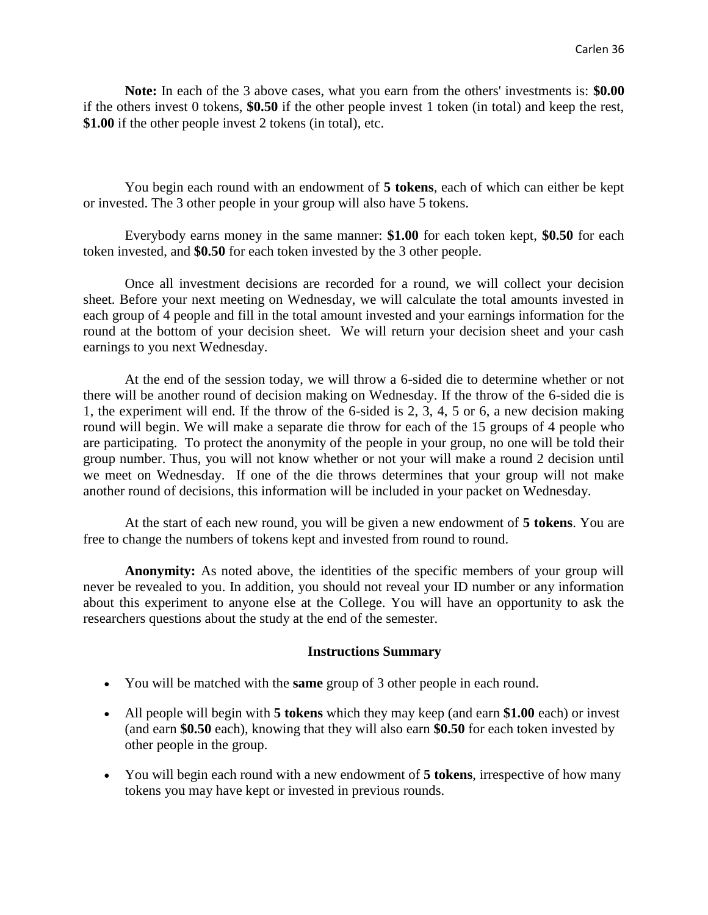**Note:** In each of the 3 above cases, what you earn from the others' investments is: **$0.00** if the others invest 0 tokens, **$0.50** if the other people invest 1 token (in total) and keep the rest, **$1.00** if the other people invest 2 tokens (in total), etc.

You begin each round with an endowment of **5 tokens**, each of which can either be kept or invested. The 3 other people in your group will also have 5 tokens.

Everybody earns money in the same manner: **$1.00** for each token kept, **$0.50** for each token invested, and **$0.50** for each token invested by the 3 other people.

Once all investment decisions are recorded for a round, we will collect your decision sheet. Before your next meeting on Wednesday, we will calculate the total amounts invested in each group of 4 people and fill in the total amount invested and your earnings information for the round at the bottom of your decision sheet. We will return your decision sheet and your cash earnings to you next Wednesday.

At the end of the session today, we will throw a 6-sided die to determine whether or not there will be another round of decision making on Wednesday. If the throw of the 6-sided die is 1, the experiment will end. If the throw of the 6-sided is 2, 3, 4, 5 or 6, a new decision making round will begin. We will make a separate die throw for each of the 15 groups of 4 people who are participating. To protect the anonymity of the people in your group, no one will be told their group number. Thus, you will not know whether or not your will make a round 2 decision until we meet on Wednesday. If one of the die throws determines that your group will not make another round of decisions, this information will be included in your packet on Wednesday.

At the start of each new round, you will be given a new endowment of **5 tokens**. You are free to change the numbers of tokens kept and invested from round to round.

**Anonymity:** As noted above, the identities of the specific members of your group will never be revealed to you. In addition, you should not reveal your ID number or any information about this experiment to anyone else at the College. You will have an opportunity to ask the researchers questions about the study at the end of the semester.

**Instructions Summary**

- You will be matched with the **same** group of 3 other people in each round.
- All people will begin with **5 tokens** which they may keep (and earn **$1.00** each) or invest (and earn **$0.50** each), knowing that they will also earn **$0.50** for each token invested by other people in the group.
- You will begin each round with a new endowment of **5 tokens**, irrespective of how many tokens you may have kept or invested in previous rounds.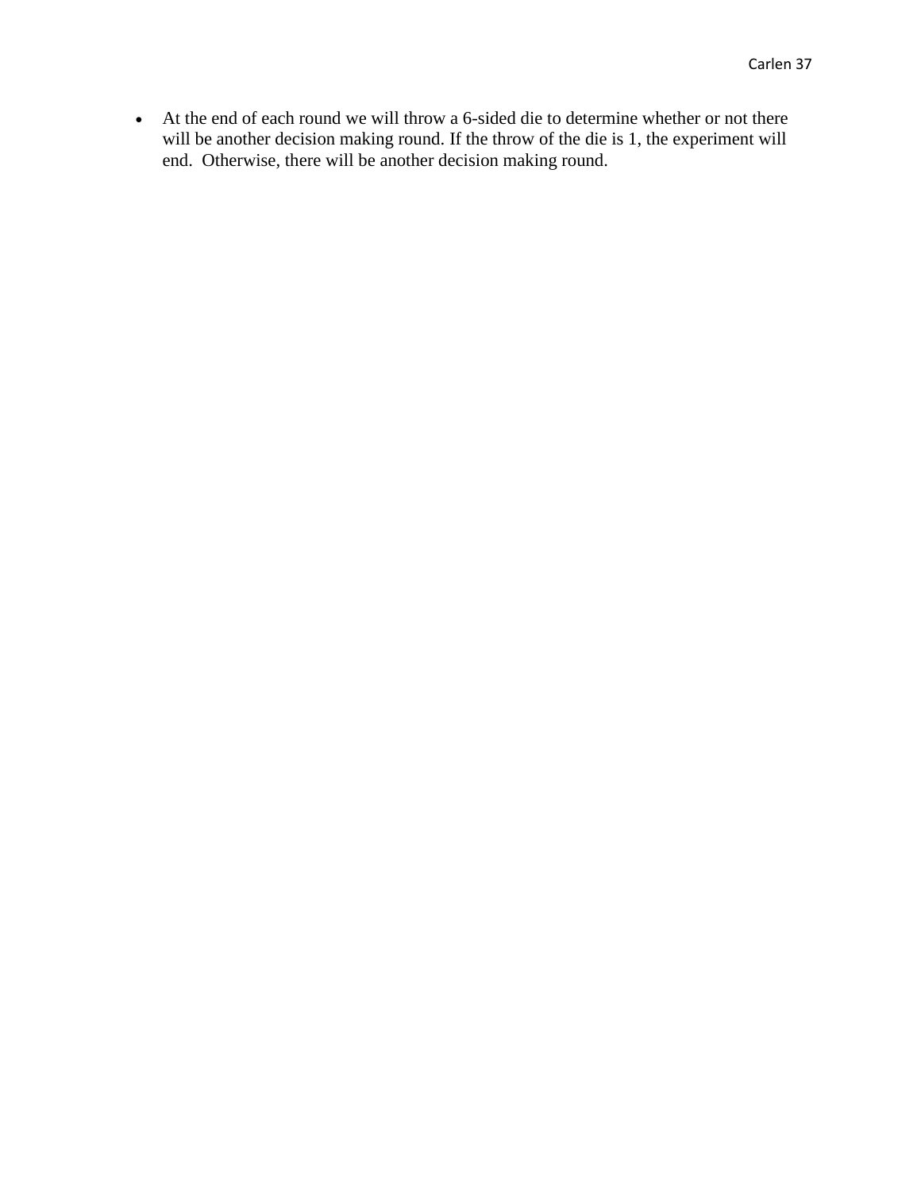- At the end of each round we will throw a 6-sided die to determine whether or not there will be another decision making round. If the throw of the die is 1, the experiment will end.  Otherwise, there will be another decision making round.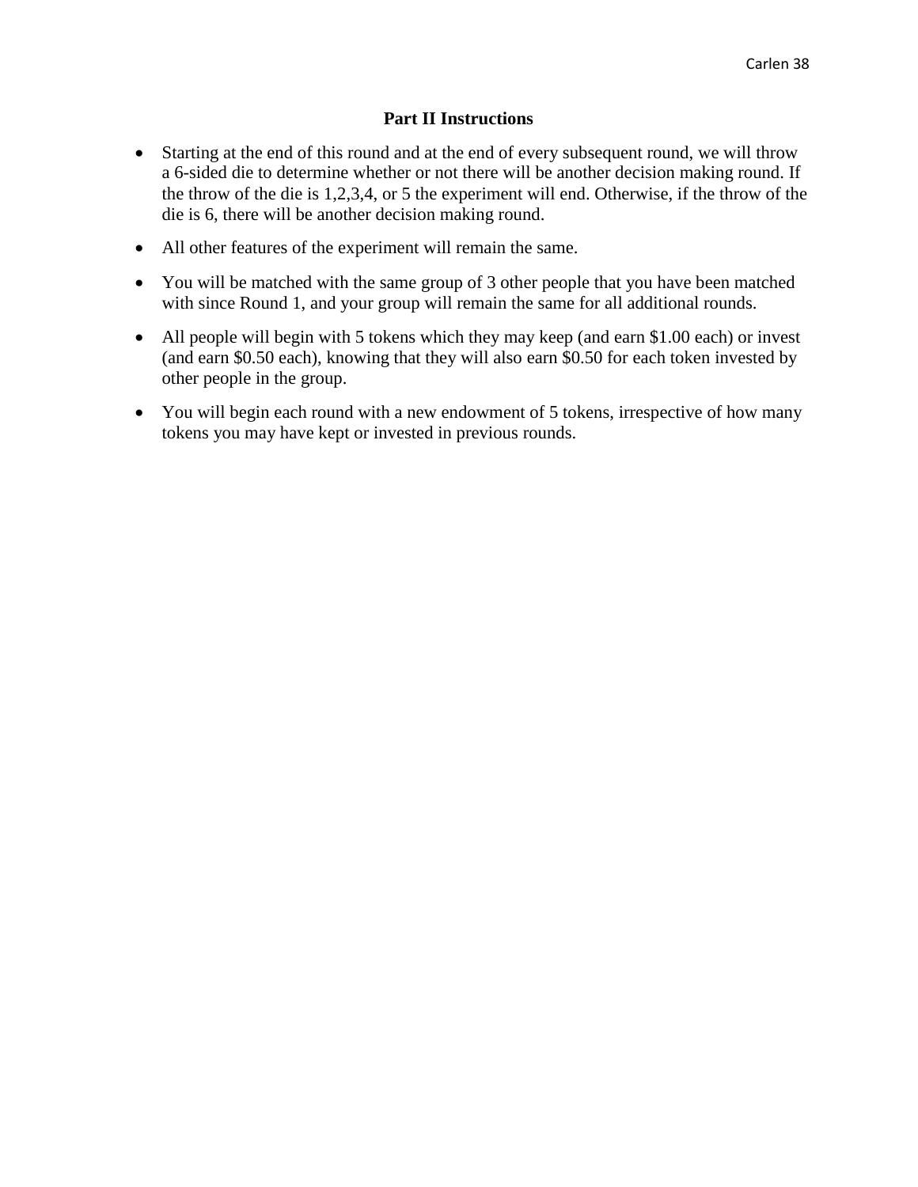## Part II Instructions

- Starting at the end of this round and at the end of every subsequent round, we will throw a 6-sided die to determine whether or not there will be another decision making round. If the throw of the die is 1,2,3,4, or 5 the experiment will end. Otherwise, if the throw of the die is 6, there will be another decision making round.
- All other features of the experiment will remain the same.
- You will be matched with the same group of 3 other people that you have been matched with since Round 1, and your group will remain the same for all additional rounds.
- All people will begin with 5 tokens which they may keep (and earn $1.00 each) or invest (and earn $0.50 each), knowing that they will also earn $0.50 for each token invested by other people in the group.
- You will begin each round with a new endowment of 5 tokens, irrespective of how many tokens you may have kept or invested in previous rounds.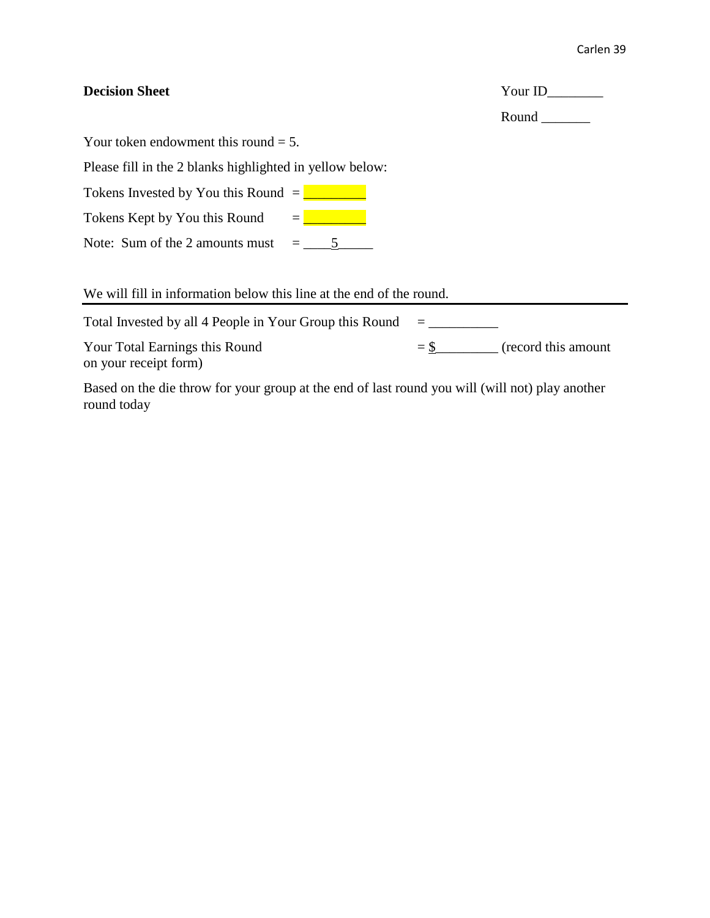**Decision Sheet**

Your ID________

Round _______

Your token endowment this round = 5.

Please fill in the 2 blanks highlighted in yellow below:

Tokens Invested by You this Round = _________

Tokens Kept by You this Round = _________

Note: Sum of the 2 amounts must = ____5_____

We will fill in information below this line at the end of the round.

---

Total Invested by all 4 People in Your Group this Round = __________

Your Total Earnings this Round = $_________ (record this amount on your receipt form)

Based on the die throw for your group at the end of last round you will (will not) play another round today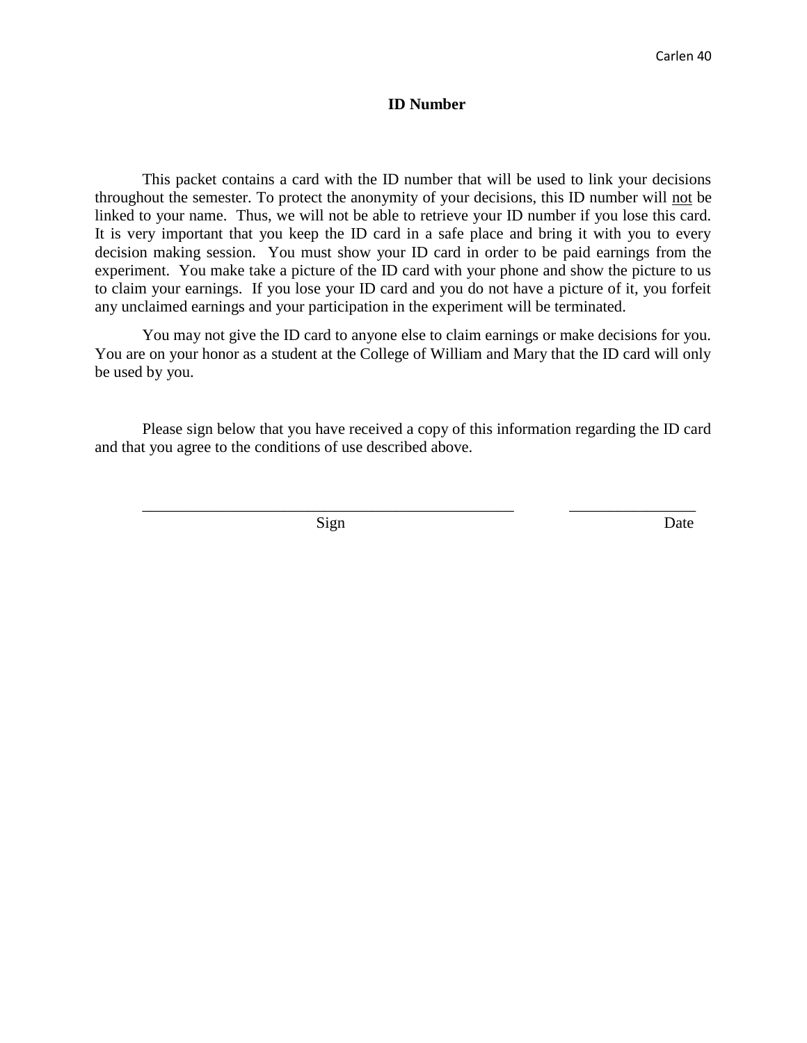## ID Number

This packet contains a card with the ID number that will be used to link your decisions throughout the semester. To protect the anonymity of your decisions, this ID number will <u>not</u> be linked to your name. Thus, we will not be able to retrieve your ID number if you lose this card. It is very important that you keep the ID card in a safe place and bring it with you to every decision making session. You must show your ID card in order to be paid earnings from the experiment. You make take a picture of the ID card with your phone and show the picture to us to claim your earnings. If you lose your ID card and you do not have a picture of it, you forfeit any unclaimed earnings and your participation in the experiment will be terminated.

You may not give the ID card to anyone else to claim earnings or make decisions for you. You are on your honor as a student at the College of William and Mary that the ID card will only be used by you.

Please sign below that you have received a copy of this information regarding the ID card and that you agree to the conditions of use described above.

_______________________________________________ ________________

Sign Date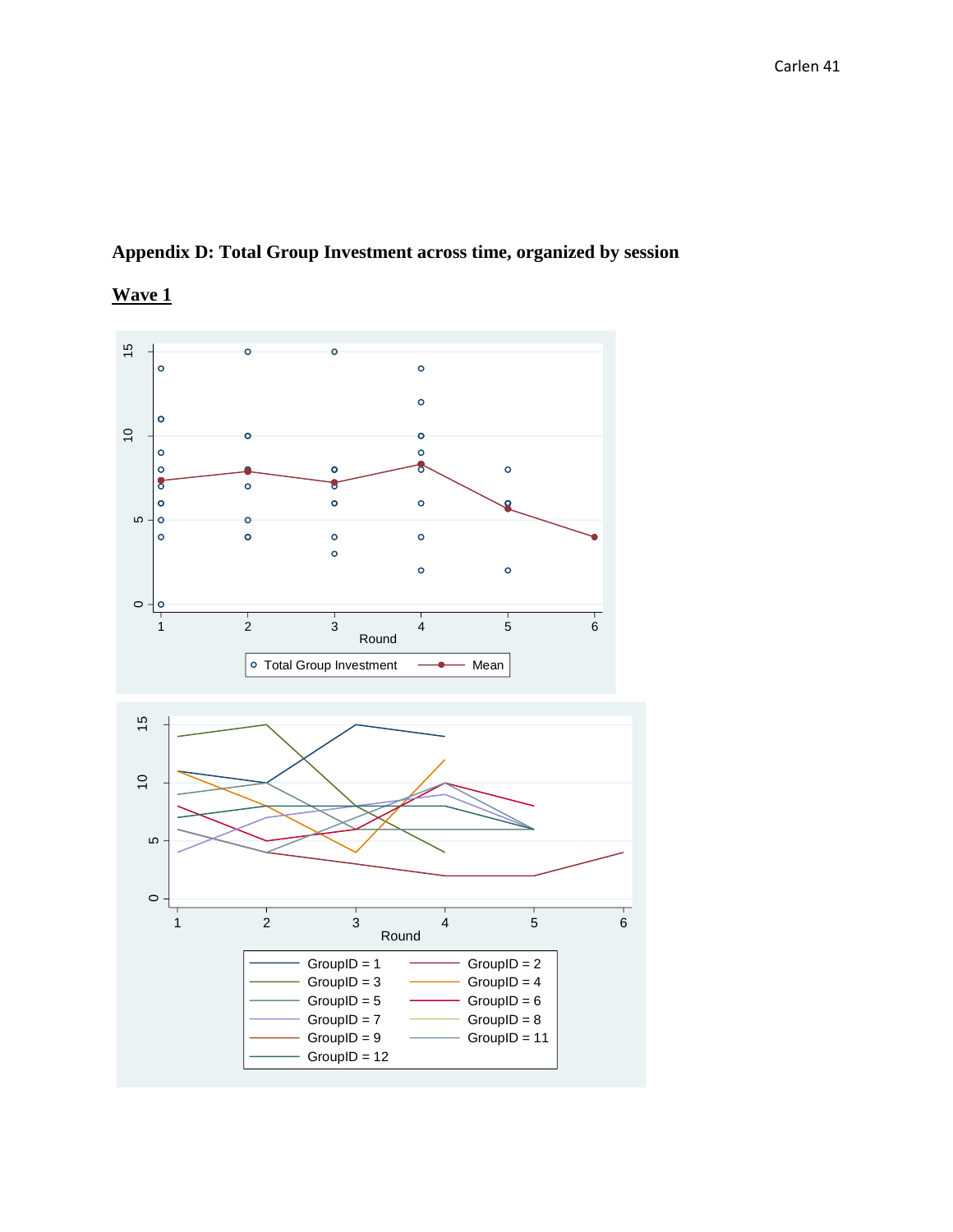## Appendix D: Total Group Investment across time, organized by session

### Wave 1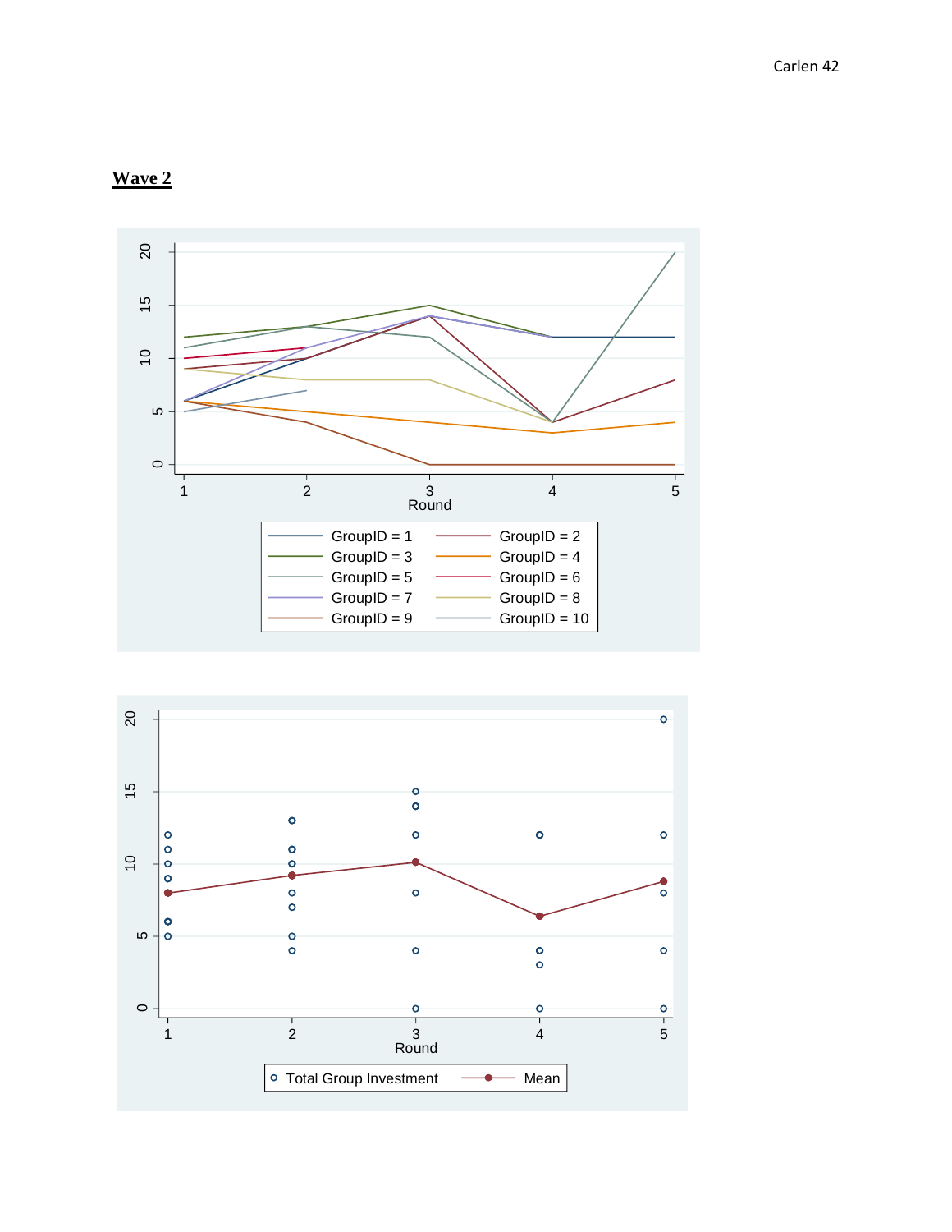## Wave 2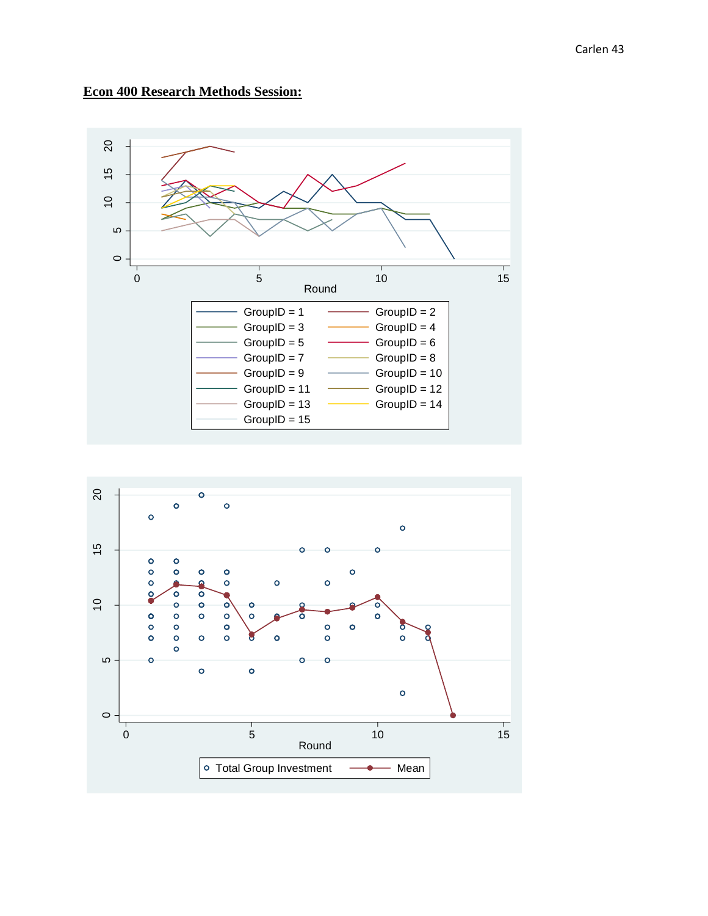**Econ 400 Research Methods Session:**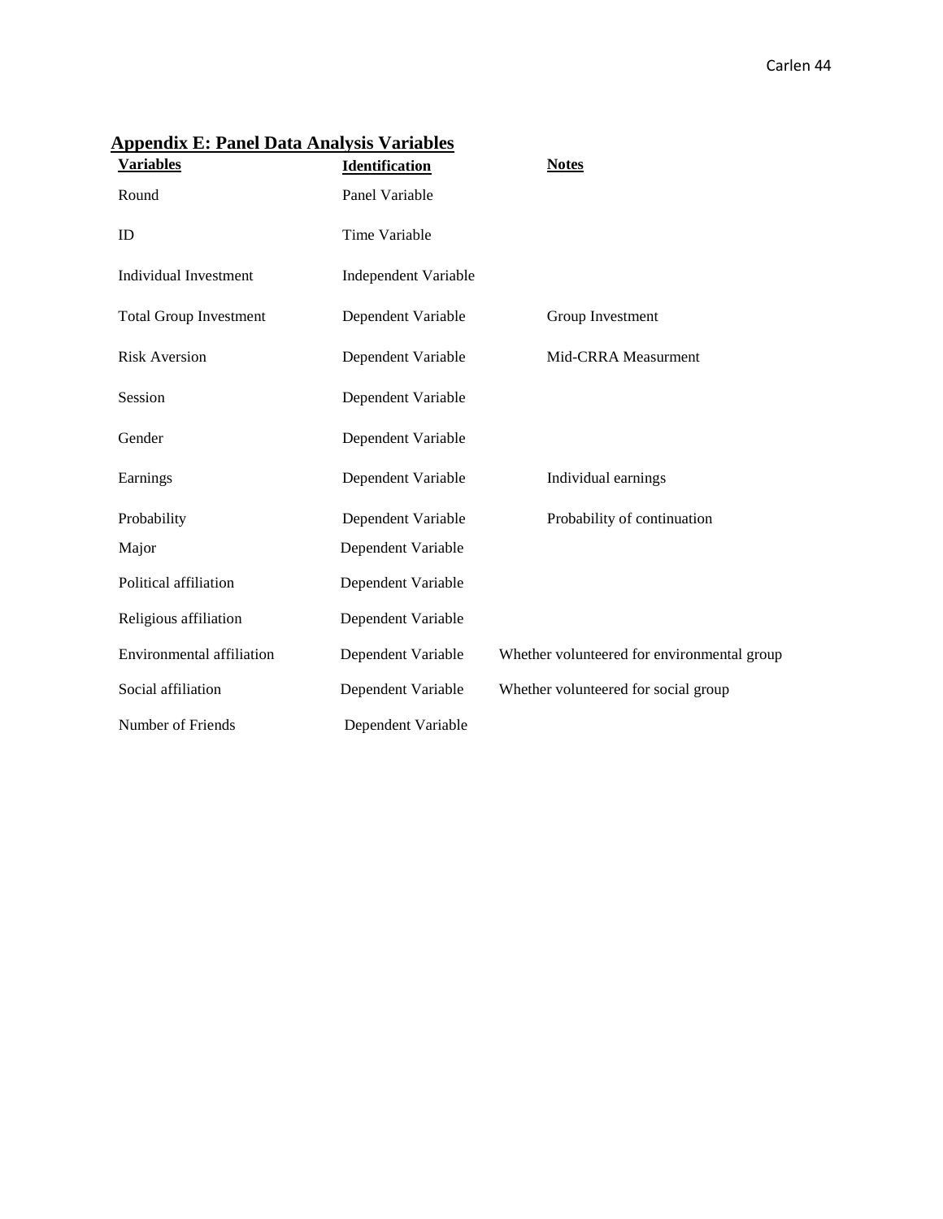## Appendix E: Panel Data Analysis Variables

| Variables | Identification | Notes |
|---|---|---|
| Round | Panel Variable | |
| ID | Time Variable | |
| Individual Investment | Independent Variable | |
| Total Group Investment | Dependent Variable | Group Investment |
| Risk Aversion | Dependent Variable | Mid-CRRA Measurment |
| Session | Dependent Variable | |
| Gender | Dependent Variable | |
| Earnings | Dependent Variable | Individual earnings |
| Probability | Dependent Variable | Probability of continuation |
| Major | Dependent Variable | |
| Political affiliation | Dependent Variable | |
| Religious affiliation | Dependent Variable | |
| Environmental affiliation | Dependent Variable | Whether volunteered for environmental group |
| Social affiliation | Dependent Variable | Whether volunteered for social group |
| Number of Friends | Dependent Variable | |